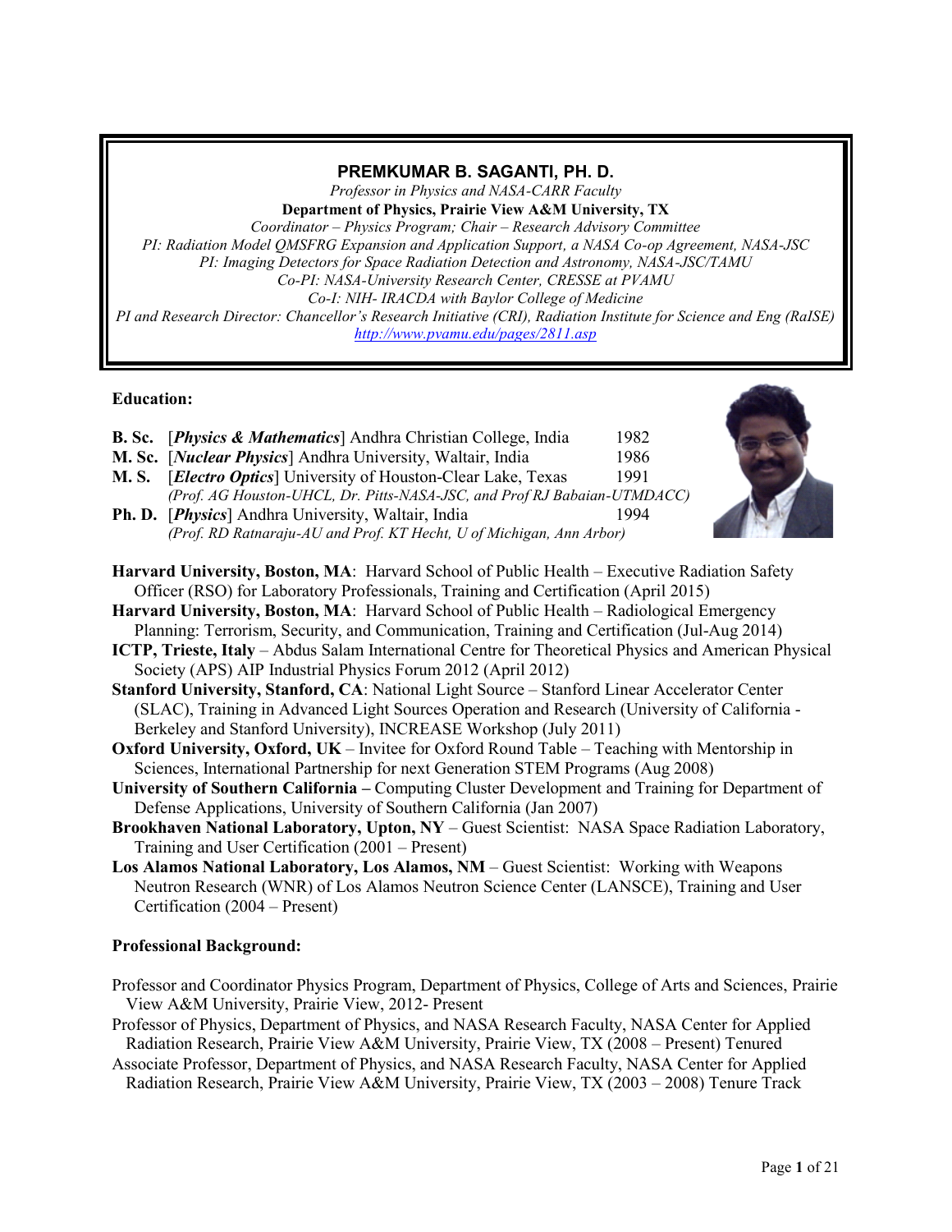## PREMKUMAR B. SAGANTI, PH. D.

*Professor in Physics and NASA-CARR Faculty*
**Department of Physics, Prairie View A&M University, TX**
*Coordinator – Physics Program; Chair – Research Advisory Committee*
*PI: Radiation Model QMSFRG Expansion and Application Support, a NASA Co-op Agreement, NASA-JSC*
*PI: Imaging Detectors for Space Radiation Detection and Astronomy, NASA-JSC/TAMU*
*Co-PI: NASA-University Research Center, CRESSE at PVAMU*
*Co-I: NIH- IRACDA with Baylor College of Medicine*
*PI and Research Director: Chancellor's Research Initiative (CRI), Radiation Institute for Science and Eng (RaISE)*
http://www.pvamu.edu/pages/2811.asp

**Education:**

**B. Sc.** [***Physics & Mathematics***] Andhra Christian College, India 1982
**M. Sc.** [***Nuclear Physics***] Andhra University, Waltair, India 1986
**M. S.** [***Electro Optics***] University of Houston-Clear Lake, Texas 1991
*(Prof. AG Houston-UHCL, Dr. Pitts-NASA-JSC, and Prof RJ Babaian-UTMDACC)*
**Ph. D.** [***Physics***] Andhra University, Waltair, India 1994
*(Prof. RD Ratnaraju-AU and Prof. KT Hecht, U of Michigan, Ann Arbor)*

**Harvard University, Boston, MA**: Harvard School of Public Health – Executive Radiation Safety Officer (RSO) for Laboratory Professionals, Training and Certification (April 2015)
**Harvard University, Boston, MA**: Harvard School of Public Health – Radiological Emergency Planning: Terrorism, Security, and Communication, Training and Certification (Jul-Aug 2014)
**ICTP, Trieste, Italy** – Abdus Salam International Centre for Theoretical Physics and American Physical Society (APS) AIP Industrial Physics Forum 2012 (April 2012)
**Stanford University, Stanford, CA**: National Light Source – Stanford Linear Accelerator Center (SLAC), Training in Advanced Light Sources Operation and Research (University of California - Berkeley and Stanford University), INCREASE Workshop (July 2011)
**Oxford University, Oxford, UK** – Invitee for Oxford Round Table – Teaching with Mentorship in Sciences, International Partnership for next Generation STEM Programs (Aug 2008)
**University of Southern California –** Computing Cluster Development and Training for Department of Defense Applications, University of Southern California (Jan 2007)
**Brookhaven National Laboratory, Upton, NY** – Guest Scientist: NASA Space Radiation Laboratory, Training and User Certification (2001 – Present)
**Los Alamos National Laboratory, Los Alamos, NM** – Guest Scientist: Working with Weapons Neutron Research (WNR) of Los Alamos Neutron Science Center (LANSCE), Training and User Certification (2004 – Present)

**Professional Background:**

Professor and Coordinator Physics Program, Department of Physics, College of Arts and Sciences, Prairie View A&M University, Prairie View, 2012- Present
Professor of Physics, Department of Physics, and NASA Research Faculty, NASA Center for Applied Radiation Research, Prairie View A&M University, Prairie View, TX (2008 – Present) Tenured
Associate Professor, Department of Physics, and NASA Research Faculty, NASA Center for Applied Radiation Research, Prairie View A&M University, Prairie View, TX (2003 – 2008) Tenure Track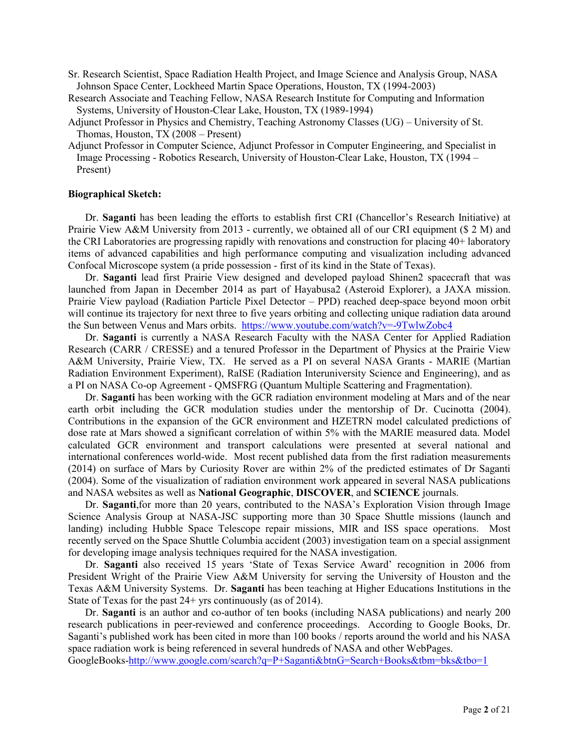Sr. Research Scientist, Space Radiation Health Project, and Image Science and Analysis Group, NASA Johnson Space Center, Lockheed Martin Space Operations, Houston, TX (1994-2003)

Research Associate and Teaching Fellow, NASA Research Institute for Computing and Information Systems, University of Houston-Clear Lake, Houston, TX (1989-1994)

Adjunct Professor in Physics and Chemistry, Teaching Astronomy Classes (UG) – University of St. Thomas, Houston, TX (2008 – Present)

Adjunct Professor in Computer Science, Adjunct Professor in Computer Engineering, and Specialist in Image Processing - Robotics Research, University of Houston-Clear Lake, Houston, TX (1994 – Present)

**Biographical Sketch:**

Dr. **Saganti** has been leading the efforts to establish first CRI (Chancellor's Research Initiative) at Prairie View A&M University from 2013 - currently, we obtained all of our CRI equipment ($ 2 M) and the CRI Laboratories are progressing rapidly with renovations and construction for placing 40+ laboratory items of advanced capabilities and high performance computing and visualization including advanced Confocal Microscope system (a pride possession - first of its kind in the State of Texas).

Dr. **Saganti** lead first Prairie View designed and developed payload Shinen2 spacecraft that was launched from Japan in December 2014 as part of Hayabusa2 (Asteroid Explorer), a JAXA mission. Prairie View payload (Radiation Particle Pixel Detector – PPD) reached deep-space beyond moon orbit will continue its trajectory for next three to five years orbiting and collecting unique radiation data around the Sun between Venus and Mars orbits. https://www.youtube.com/watch?v=-9TwlwZobc4

Dr. **Saganti** is currently a NASA Research Faculty with the NASA Center for Applied Radiation Research (CARR / CRESSE) and a tenured Professor in the Department of Physics at the Prairie View A&M University, Prairie View, TX. He served as a PI on several NASA Grants - MARIE (Martian Radiation Environment Experiment), RaISE (Radiation Interuniversity Science and Engineering), and as a PI on NASA Co-op Agreement - QMSFRG (Quantum Multiple Scattering and Fragmentation).

Dr. **Saganti** has been working with the GCR radiation environment modeling at Mars and of the near earth orbit including the GCR modulation studies under the mentorship of Dr. Cucinotta (2004). Contributions in the expansion of the GCR environment and HZETRN model calculated predictions of dose rate at Mars showed a significant correlation of within 5% with the MARIE measured data. Model calculated GCR environment and transport calculations were presented at several national and international conferences world-wide. Most recent published data from the first radiation measurements (2014) on surface of Mars by Curiosity Rover are within 2% of the predicted estimates of Dr Saganti (2004). Some of the visualization of radiation environment work appeared in several NASA publications and NASA websites as well as **National Geographic**, **DISCOVER**, and **SCIENCE** journals.

Dr. **Saganti**,for more than 20 years, contributed to the NASA's Exploration Vision through Image Science Analysis Group at NASA-JSC supporting more than 30 Space Shuttle missions (launch and landing) including Hubble Space Telescope repair missions, MIR and ISS space operations. Most recently served on the Space Shuttle Columbia accident (2003) investigation team on a special assignment for developing image analysis techniques required for the NASA investigation.

Dr. **Saganti** also received 15 years 'State of Texas Service Award' recognition in 2006 from President Wright of the Prairie View A&M University for serving the University of Houston and the Texas A&M University Systems. Dr. **Saganti** has been teaching at Higher Educations Institutions in the State of Texas for the past 24+ yrs continuously (as of 2014).

Dr. **Saganti** is an author and co-author of ten books (including NASA publications) and nearly 200 research publications in peer-reviewed and conference proceedings. According to Google Books, Dr. Saganti's published work has been cited in more than 100 books / reports around the world and his NASA space radiation work is being referenced in several hundreds of NASA and other WebPages. GoogleBooks-http://www.google.com/search?q=P+Saganti&btnG=Search+Books&tbm=bks&tbo=1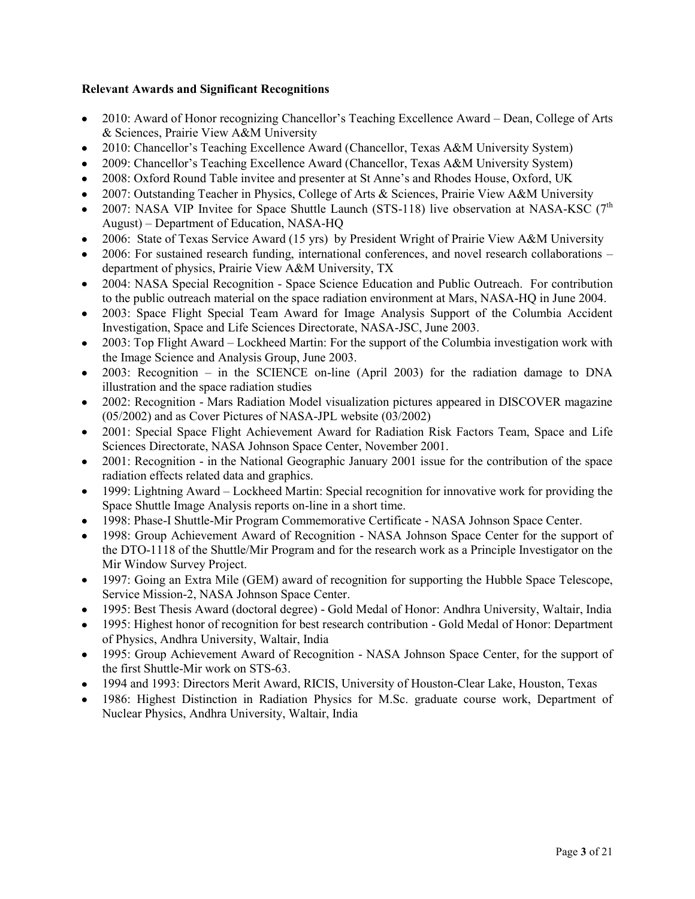**Relevant Awards and Significant Recognitions**

- 2010: Award of Honor recognizing Chancellor's Teaching Excellence Award – Dean, College of Arts & Sciences, Prairie View A&M University
- 2010: Chancellor's Teaching Excellence Award (Chancellor, Texas A&M University System)
- 2009: Chancellor's Teaching Excellence Award (Chancellor, Texas A&M University System)
- 2008: Oxford Round Table invitee and presenter at St Anne's and Rhodes House, Oxford, UK
- 2007: Outstanding Teacher in Physics, College of Arts & Sciences, Prairie View A&M University
- 2007: NASA VIP Invitee for Space Shuttle Launch (STS-118) live observation at NASA-KSC (7th August) – Department of Education, NASA-HQ
- 2006: State of Texas Service Award (15 yrs) by President Wright of Prairie View A&M University
- 2006: For sustained research funding, international conferences, and novel research collaborations – department of physics, Prairie View A&M University, TX
- 2004: NASA Special Recognition - Space Science Education and Public Outreach. For contribution to the public outreach material on the space radiation environment at Mars, NASA-HQ in June 2004.
- 2003: Space Flight Special Team Award for Image Analysis Support of the Columbia Accident Investigation, Space and Life Sciences Directorate, NASA-JSC, June 2003.
- 2003: Top Flight Award – Lockheed Martin: For the support of the Columbia investigation work with the Image Science and Analysis Group, June 2003.
- 2003: Recognition – in the SCIENCE on-line (April 2003) for the radiation damage to DNA illustration and the space radiation studies
- 2002: Recognition - Mars Radiation Model visualization pictures appeared in DISCOVER magazine (05/2002) and as Cover Pictures of NASA-JPL website (03/2002)
- 2001: Special Space Flight Achievement Award for Radiation Risk Factors Team, Space and Life Sciences Directorate, NASA Johnson Space Center, November 2001.
- 2001: Recognition - in the National Geographic January 2001 issue for the contribution of the space radiation effects related data and graphics.
- 1999: Lightning Award – Lockheed Martin: Special recognition for innovative work for providing the Space Shuttle Image Analysis reports on-line in a short time.
- 1998: Phase-I Shuttle-Mir Program Commemorative Certificate - NASA Johnson Space Center.
- 1998: Group Achievement Award of Recognition - NASA Johnson Space Center for the support of the DTO-1118 of the Shuttle/Mir Program and for the research work as a Principle Investigator on the Mir Window Survey Project.
- 1997: Going an Extra Mile (GEM) award of recognition for supporting the Hubble Space Telescope, Service Mission-2, NASA Johnson Space Center.
- 1995: Best Thesis Award (doctoral degree) - Gold Medal of Honor: Andhra University, Waltair, India
- 1995: Highest honor of recognition for best research contribution - Gold Medal of Honor: Department of Physics, Andhra University, Waltair, India
- 1995: Group Achievement Award of Recognition - NASA Johnson Space Center, for the support of the first Shuttle-Mir work on STS-63.
- 1994 and 1993: Directors Merit Award, RICIS, University of Houston-Clear Lake, Houston, Texas
- 1986: Highest Distinction in Radiation Physics for M.Sc. graduate course work, Department of Nuclear Physics, Andhra University, Waltair, India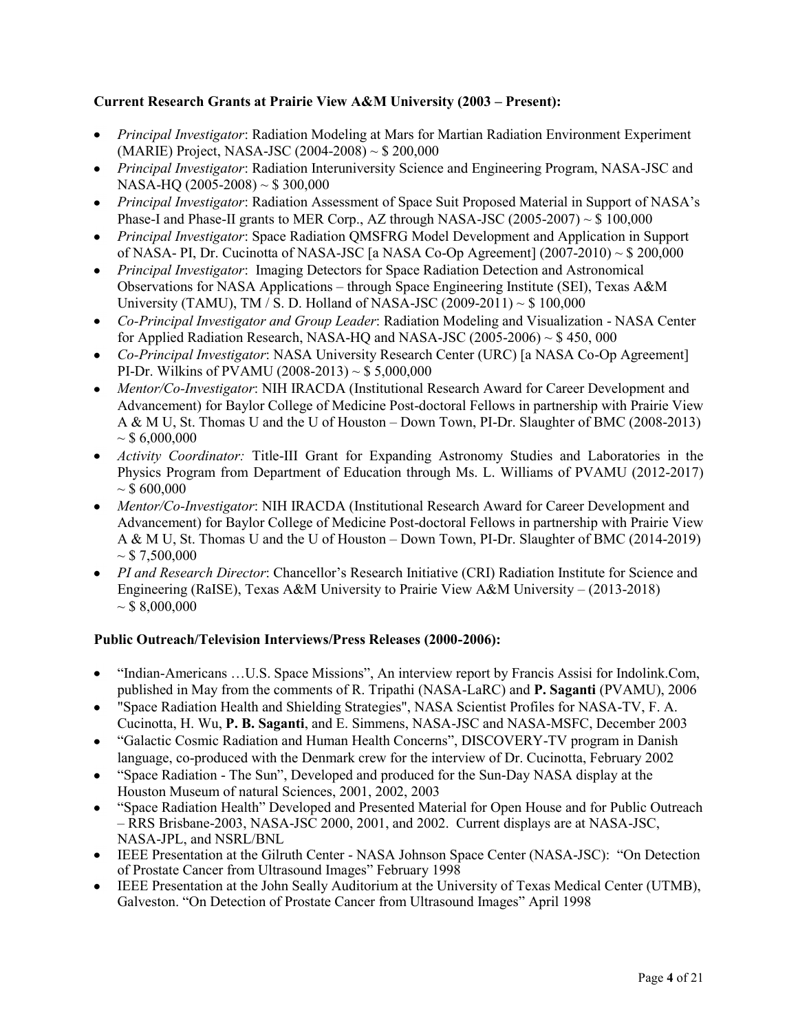**Current Research Grants at Prairie View A&M University (2003 – Present):**

- *Principal Investigator*: Radiation Modeling at Mars for Martian Radiation Environment Experiment (MARIE) Project, NASA-JSC (2004-2008) ~ $ 200,000
- *Principal Investigator*: Radiation Interuniversity Science and Engineering Program, NASA-JSC and NASA-HQ (2005-2008) ~ $ 300,000
- *Principal Investigator*: Radiation Assessment of Space Suit Proposed Material in Support of NASA's Phase-I and Phase-II grants to MER Corp., AZ through NASA-JSC (2005-2007) ~ $ 100,000
- *Principal Investigator*: Space Radiation QMSFRG Model Development and Application in Support of NASA- PI, Dr. Cucinotta of NASA-JSC [a NASA Co-Op Agreement] (2007-2010) ~ $ 200,000
- *Principal Investigator*: Imaging Detectors for Space Radiation Detection and Astronomical Observations for NASA Applications – through Space Engineering Institute (SEI), Texas A&M University (TAMU), TM / S. D. Holland of NASA-JSC (2009-2011) ~ $ 100,000
- *Co-Principal Investigator and Group Leader*: Radiation Modeling and Visualization - NASA Center for Applied Radiation Research, NASA-HQ and NASA-JSC (2005-2006) ~ $ 450, 000
- *Co-Principal Investigator*: NASA University Research Center (URC) [a NASA Co-Op Agreement] PI-Dr. Wilkins of PVAMU (2008-2013) ~ $ 5,000,000
- *Mentor/Co-Investigator*: NIH IRACDA (Institutional Research Award for Career Development and Advancement) for Baylor College of Medicine Post-doctoral Fellows in partnership with Prairie View A & M U, St. Thomas U and the U of Houston – Down Town, PI-Dr. Slaughter of BMC (2008-2013) ~ $ 6,000,000
- *Activity Coordinator:* Title-III Grant for Expanding Astronomy Studies and Laboratories in the Physics Program from Department of Education through Ms. L. Williams of PVAMU (2012-2017) ~ $ 600,000
- *Mentor/Co-Investigator*: NIH IRACDA (Institutional Research Award for Career Development and Advancement) for Baylor College of Medicine Post-doctoral Fellows in partnership with Prairie View A & M U, St. Thomas U and the U of Houston – Down Town, PI-Dr. Slaughter of BMC (2014-2019) ~ $ 7,500,000
- *PI and Research Director*: Chancellor's Research Initiative (CRI) Radiation Institute for Science and Engineering (RaISE), Texas A&M University to Prairie View A&M University – (2013-2018) ~ $ 8,000,000

**Public Outreach/Television Interviews/Press Releases (2000-2006):**

- "Indian-Americans …U.S. Space Missions", An interview report by Francis Assisi for Indolink.Com, published in May from the comments of R. Tripathi (NASA-LaRC) and **P. Saganti** (PVAMU), 2006
- "Space Radiation Health and Shielding Strategies", NASA Scientist Profiles for NASA-TV, F. A. Cucinotta, H. Wu, **P. B. Saganti**, and E. Simmens, NASA-JSC and NASA-MSFC, December 2003
- "Galactic Cosmic Radiation and Human Health Concerns", DISCOVERY-TV program in Danish language, co-produced with the Denmark crew for the interview of Dr. Cucinotta, February 2002
- "Space Radiation - The Sun", Developed and produced for the Sun-Day NASA display at the Houston Museum of natural Sciences, 2001, 2002, 2003
- "Space Radiation Health" Developed and Presented Material for Open House and for Public Outreach – RRS Brisbane-2003, NASA-JSC 2000, 2001, and 2002. Current displays are at NASA-JSC, NASA-JPL, and NSRL/BNL
- IEEE Presentation at the Gilruth Center - NASA Johnson Space Center (NASA-JSC): "On Detection of Prostate Cancer from Ultrasound Images" February 1998
- IEEE Presentation at the John Seally Auditorium at the University of Texas Medical Center (UTMB), Galveston. "On Detection of Prostate Cancer from Ultrasound Images" April 1998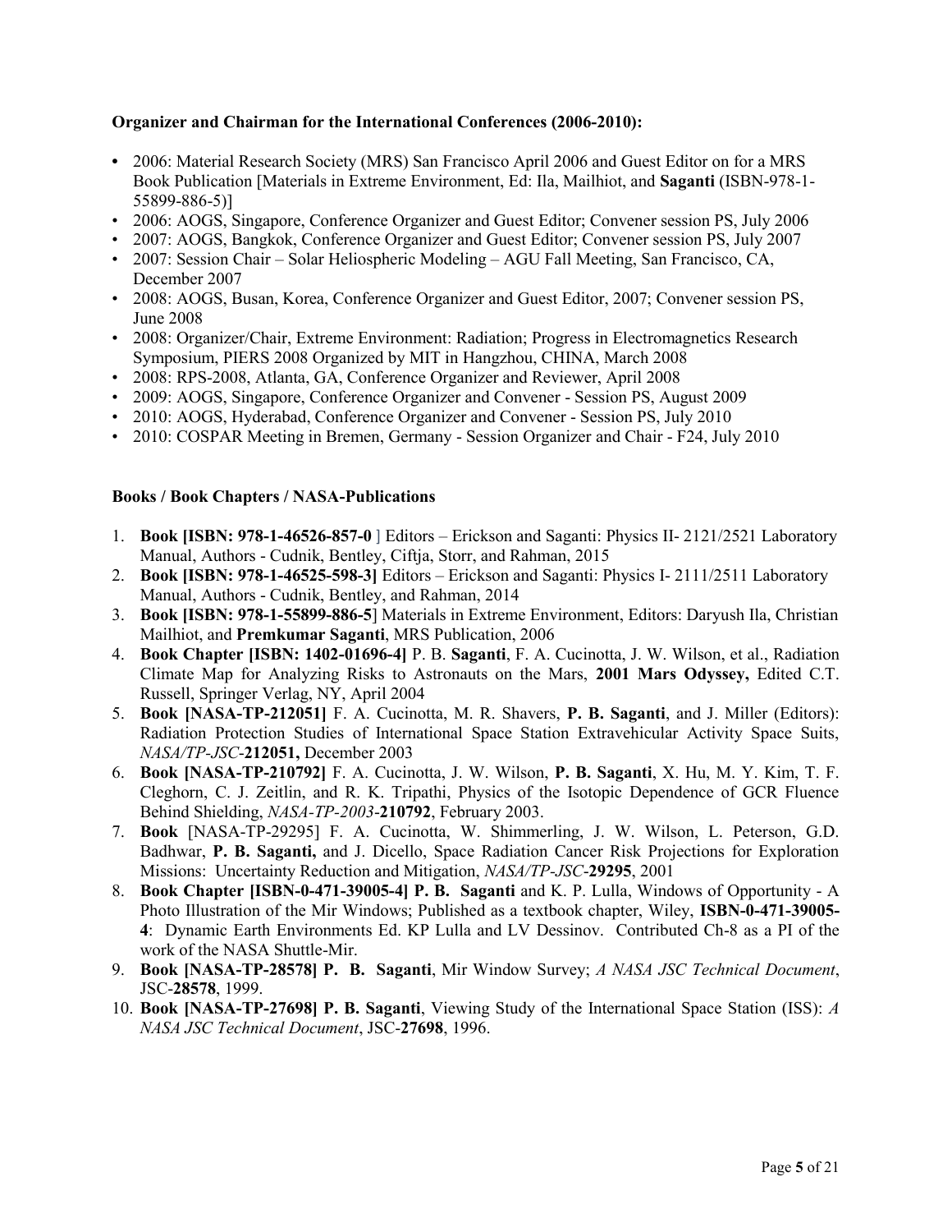**Organizer and Chairman for the International Conferences (2006-2010):**

- 2006: Material Research Society (MRS) San Francisco April 2006 and Guest Editor on for a MRS Book Publication [Materials in Extreme Environment, Ed: Ila, Mailhiot, and **Saganti** (ISBN-978-1-55899-886-5)]
- 2006: AOGS, Singapore, Conference Organizer and Guest Editor; Convener session PS, July 2006
- 2007: AOGS, Bangkok, Conference Organizer and Guest Editor; Convener session PS, July 2007
- 2007: Session Chair – Solar Heliospheric Modeling – AGU Fall Meeting, San Francisco, CA, December 2007
- 2008: AOGS, Busan, Korea, Conference Organizer and Guest Editor, 2007; Convener session PS, June 2008
- 2008: Organizer/Chair, Extreme Environment: Radiation; Progress in Electromagnetics Research Symposium, PIERS 2008 Organized by MIT in Hangzhou, CHINA, March 2008
- 2008: RPS-2008, Atlanta, GA, Conference Organizer and Reviewer, April 2008
- 2009: AOGS, Singapore, Conference Organizer and Convener - Session PS, August 2009
- 2010: AOGS, Hyderabad, Conference Organizer and Convener - Session PS, July 2010
- 2010: COSPAR Meeting in Bremen, Germany - Session Organizer and Chair - F24, July 2010

**Books / Book Chapters / NASA-Publications**

1. **Book [ISBN: 978-1-46526-857-0** ] Editors – Erickson and Saganti: Physics II- 2121/2521 Laboratory Manual, Authors - Cudnik, Bentley, Ciftja, Storr, and Rahman, 2015
2. **Book [ISBN: 978-1-46525-598-3]** Editors – Erickson and Saganti: Physics I- 2111/2511 Laboratory Manual, Authors - Cudnik, Bentley, and Rahman, 2014
3. **Book [ISBN: 978-1-55899-886-5**] Materials in Extreme Environment, Editors: Daryush Ila, Christian Mailhiot, and **Premkumar Saganti**, MRS Publication, 2006
4. **Book Chapter [ISBN: 1402-01696-4]** P. B. **Saganti**, F. A. Cucinotta, J. W. Wilson, et al., Radiation Climate Map for Analyzing Risks to Astronauts on the Mars, **2001 Mars Odyssey,** Edited C.T. Russell, Springer Verlag, NY, April 2004
5. **Book [NASA-TP-212051]** F. A. Cucinotta, M. R. Shavers, **P. B. Saganti**, and J. Miller (Editors): Radiation Protection Studies of International Space Station Extravehicular Activity Space Suits, *NASA/TP-JSC*-**212051,** December 2003
6. **Book [NASA-TP-210792]** F. A. Cucinotta, J. W. Wilson, **P. B. Saganti**, X. Hu, M. Y. Kim, T. F. Cleghorn, C. J. Zeitlin, and R. K. Tripathi, Physics of the Isotopic Dependence of GCR Fluence Behind Shielding, *NASA-TP-2003*-**210792**, February 2003.
7. **Book** [NASA-TP-29295] F. A. Cucinotta, W. Shimmerling, J. W. Wilson, L. Peterson, G.D. Badhwar, **P. B. Saganti,** and J. Dicello, Space Radiation Cancer Risk Projections for Exploration Missions: Uncertainty Reduction and Mitigation, *NASA/TP-JSC*-**29295**, 2001
8. **Book Chapter [ISBN-0-471-39005-4] P. B. Saganti** and K. P. Lulla, Windows of Opportunity - A Photo Illustration of the Mir Windows; Published as a textbook chapter, Wiley, **ISBN-0-471-39005-4**: Dynamic Earth Environments Ed. KP Lulla and LV Dessinov. Contributed Ch-8 as a PI of the work of the NASA Shuttle-Mir.
9. **Book [NASA-TP-28578] P. B. Saganti**, Mir Window Survey; *A NASA JSC Technical Document*, JSC-**28578**, 1999.
10. **Book [NASA-TP-27698] P. B. Saganti**, Viewing Study of the International Space Station (ISS): *A NASA JSC Technical Document*, JSC-**27698**, 1996.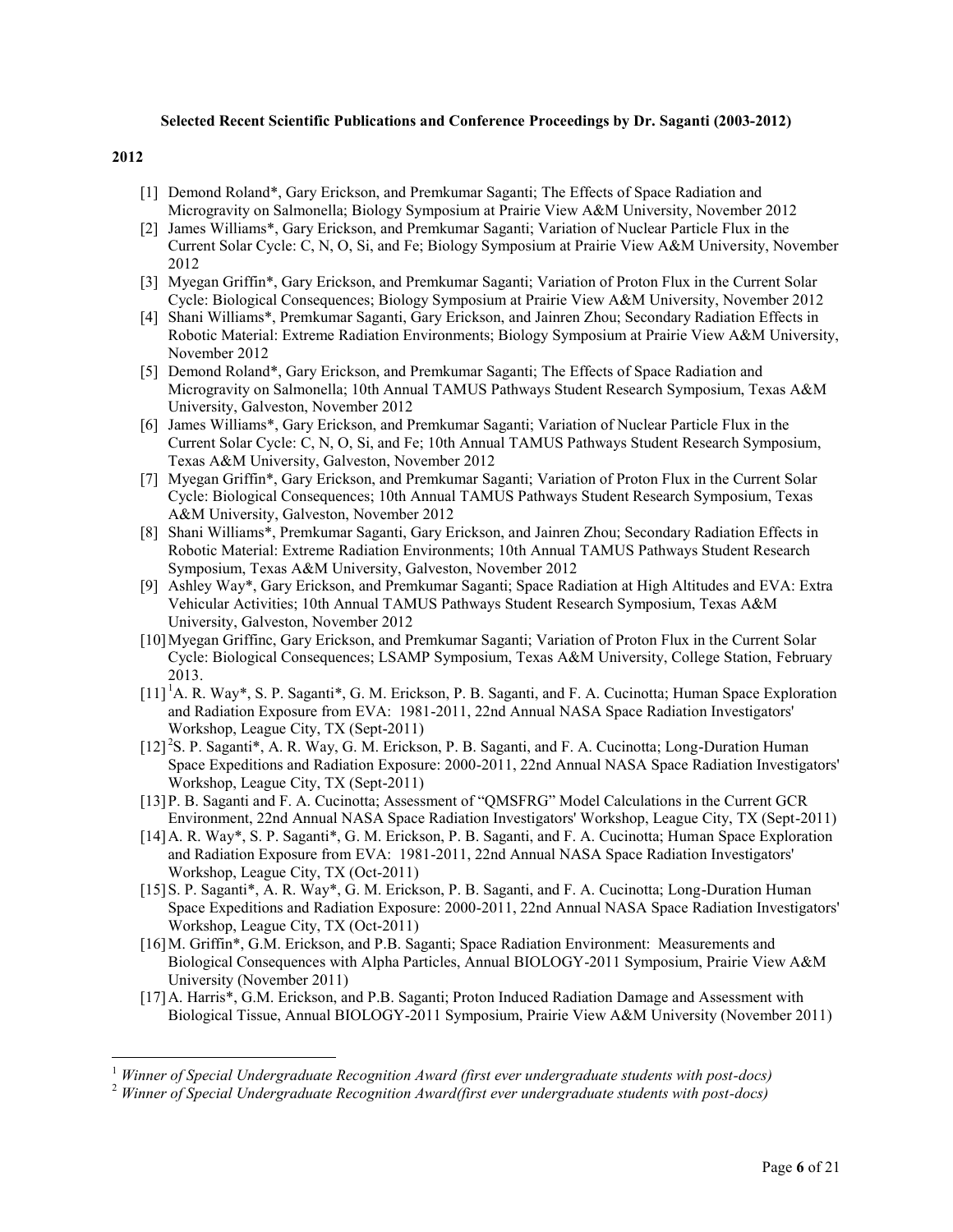**Selected Recent Scientific Publications and Conference Proceedings by Dr. Saganti (2003-2012)**

**2012**

[1] Demond Roland*, Gary Erickson, and Premkumar Saganti; The Effects of Space Radiation and Microgravity on Salmonella; Biology Symposium at Prairie View A&M University, November 2012

[2] James Williams*, Gary Erickson, and Premkumar Saganti; Variation of Nuclear Particle Flux in the Current Solar Cycle: C, N, O, Si, and Fe; Biology Symposium at Prairie View A&M University, November 2012

[3] Myegan Griffin*, Gary Erickson, and Premkumar Saganti; Variation of Proton Flux in the Current Solar Cycle: Biological Consequences; Biology Symposium at Prairie View A&M University, November 2012

[4] Shani Williams*, Premkumar Saganti, Gary Erickson, and Jainren Zhou; Secondary Radiation Effects in Robotic Material: Extreme Radiation Environments; Biology Symposium at Prairie View A&M University, November 2012

[5] Demond Roland*, Gary Erickson, and Premkumar Saganti; The Effects of Space Radiation and Microgravity on Salmonella; 10th Annual TAMUS Pathways Student Research Symposium, Texas A&M University, Galveston, November 2012

[6] James Williams*, Gary Erickson, and Premkumar Saganti; Variation of Nuclear Particle Flux in the Current Solar Cycle: C, N, O, Si, and Fe; 10th Annual TAMUS Pathways Student Research Symposium, Texas A&M University, Galveston, November 2012

[7] Myegan Griffin*, Gary Erickson, and Premkumar Saganti; Variation of Proton Flux in the Current Solar Cycle: Biological Consequences; 10th Annual TAMUS Pathways Student Research Symposium, Texas A&M University, Galveston, November 2012

[8] Shani Williams*, Premkumar Saganti, Gary Erickson, and Jainren Zhou; Secondary Radiation Effects in Robotic Material: Extreme Radiation Environments; 10th Annual TAMUS Pathways Student Research Symposium, Texas A&M University, Galveston, November 2012

[9] Ashley Way*, Gary Erickson, and Premkumar Saganti; Space Radiation at High Altitudes and EVA: Extra Vehicular Activities; 10th Annual TAMUS Pathways Student Research Symposium, Texas A&M University, Galveston, November 2012

[10] Myegan Griffinc, Gary Erickson, and Premkumar Saganti; Variation of Proton Flux in the Current Solar Cycle: Biological Consequences; LSAMP Symposium, Texas A&M University, College Station, February 2013.

[11] [1]A. R. Way*, S. P. Saganti*, G. M. Erickson, P. B. Saganti, and F. A. Cucinotta; Human Space Exploration and Radiation Exposure from EVA: 1981-2011, 22nd Annual NASA Space Radiation Investigators' Workshop, League City, TX (Sept-2011)

[12] [2]S. P. Saganti*, A. R. Way, G. M. Erickson, P. B. Saganti, and F. A. Cucinotta; Long-Duration Human Space Expeditions and Radiation Exposure: 2000-2011, 22nd Annual NASA Space Radiation Investigators' Workshop, League City, TX (Sept-2011)

[13] P. B. Saganti and F. A. Cucinotta; Assessment of "QMSFRG" Model Calculations in the Current GCR Environment, 22nd Annual NASA Space Radiation Investigators' Workshop, League City, TX (Sept-2011)

[14] A. R. Way*, S. P. Saganti*, G. M. Erickson, P. B. Saganti, and F. A. Cucinotta; Human Space Exploration and Radiation Exposure from EVA: 1981-2011, 22nd Annual NASA Space Radiation Investigators' Workshop, League City, TX (Oct-2011)

[15] S. P. Saganti*, A. R. Way*, G. M. Erickson, P. B. Saganti, and F. A. Cucinotta; Long-Duration Human Space Expeditions and Radiation Exposure: 2000-2011, 22nd Annual NASA Space Radiation Investigators' Workshop, League City, TX (Oct-2011)

[16] M. Griffin*, G.M. Erickson, and P.B. Saganti; Space Radiation Environment: Measurements and Biological Consequences with Alpha Particles, Annual BIOLOGY-2011 Symposium, Prairie View A&M University (November 2011)

[17] A. Harris*, G.M. Erickson, and P.B. Saganti; Proton Induced Radiation Damage and Assessment with Biological Tissue, Annual BIOLOGY-2011 Symposium, Prairie View A&M University (November 2011)

---

[1] *Winner of Special Undergraduate Recognition Award (first ever undergraduate students with post-docs)*

[2] *Winner of Special Undergraduate Recognition Award(first ever undergraduate students with post-docs)*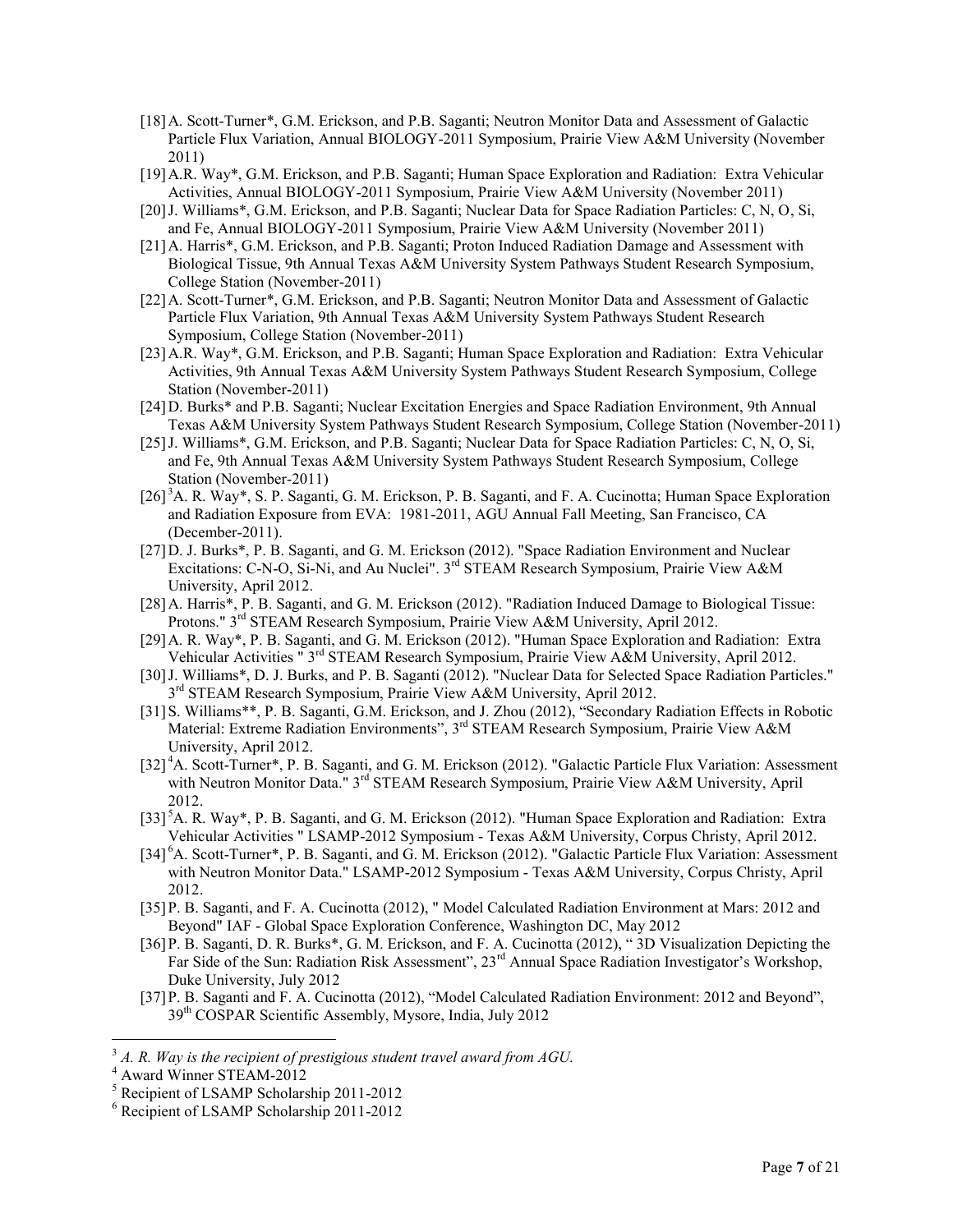[18] A. Scott-Turner*, G.M. Erickson, and P.B. Saganti; Neutron Monitor Data and Assessment of Galactic Particle Flux Variation, Annual BIOLOGY-2011 Symposium, Prairie View A&M University (November 2011)

[19] A.R. Way*, G.M. Erickson, and P.B. Saganti; Human Space Exploration and Radiation: Extra Vehicular Activities, Annual BIOLOGY-2011 Symposium, Prairie View A&M University (November 2011)

[20] J. Williams*, G.M. Erickson, and P.B. Saganti; Nuclear Data for Space Radiation Particles: C, N, O, Si, and Fe, Annual BIOLOGY-2011 Symposium, Prairie View A&M University (November 2011)

[21] A. Harris*, G.M. Erickson, and P.B. Saganti; Proton Induced Radiation Damage and Assessment with Biological Tissue, 9th Annual Texas A&M University System Pathways Student Research Symposium, College Station (November-2011)

[22] A. Scott-Turner*, G.M. Erickson, and P.B. Saganti; Neutron Monitor Data and Assessment of Galactic Particle Flux Variation, 9th Annual Texas A&M University System Pathways Student Research Symposium, College Station (November-2011)

[23] A.R. Way*, G.M. Erickson, and P.B. Saganti; Human Space Exploration and Radiation: Extra Vehicular Activities, 9th Annual Texas A&M University System Pathways Student Research Symposium, College Station (November-2011)

[24] D. Burks* and P.B. Saganti; Nuclear Excitation Energies and Space Radiation Environment, 9th Annual Texas A&M University System Pathways Student Research Symposium, College Station (November-2011)

[25] J. Williams*, G.M. Erickson, and P.B. Saganti; Nuclear Data for Space Radiation Particles: C, N, O, Si, and Fe, 9th Annual Texas A&M University System Pathways Student Research Symposium, College Station (November-2011)

[26] [3]A. R. Way*, S. P. Saganti, G. M. Erickson, P. B. Saganti, and F. A. Cucinotta; Human Space Exploration and Radiation Exposure from EVA: 1981-2011, AGU Annual Fall Meeting, San Francisco, CA (December-2011).

[27] D. J. Burks*, P. B. Saganti, and G. M. Erickson (2012). "Space Radiation Environment and Nuclear Excitations: C-N-O, Si-Ni, and Au Nuclei". 3rd STEAM Research Symposium, Prairie View A&M University, April 2012.

[28] A. Harris*, P. B. Saganti, and G. M. Erickson (2012). "Radiation Induced Damage to Biological Tissue: Protons." 3rd STEAM Research Symposium, Prairie View A&M University, April 2012.

[29] A. R. Way*, P. B. Saganti, and G. M. Erickson (2012). "Human Space Exploration and Radiation: Extra Vehicular Activities " 3rd STEAM Research Symposium, Prairie View A&M University, April 2012.

[30] J. Williams*, D. J. Burks, and P. B. Saganti (2012). "Nuclear Data for Selected Space Radiation Particles." 3rd STEAM Research Symposium, Prairie View A&M University, April 2012.

[31] S. Williams**, P. B. Saganti, G.M. Erickson, and J. Zhou (2012), "Secondary Radiation Effects in Robotic Material: Extreme Radiation Environments", 3rd STEAM Research Symposium, Prairie View A&M University, April 2012.

[32] [4]A. Scott-Turner*, P. B. Saganti, and G. M. Erickson (2012). "Galactic Particle Flux Variation: Assessment with Neutron Monitor Data." 3rd STEAM Research Symposium, Prairie View A&M University, April 2012.

[33] [5]A. R. Way*, P. B. Saganti, and G. M. Erickson (2012). "Human Space Exploration and Radiation: Extra Vehicular Activities " LSAMP-2012 Symposium - Texas A&M University, Corpus Christy, April 2012.

[34] [6]A. Scott-Turner*, P. B. Saganti, and G. M. Erickson (2012). "Galactic Particle Flux Variation: Assessment with Neutron Monitor Data." LSAMP-2012 Symposium - Texas A&M University, Corpus Christy, April 2012.

[35] P. B. Saganti, and F. A. Cucinotta (2012), " Model Calculated Radiation Environment at Mars: 2012 and Beyond" IAF - Global Space Exploration Conference, Washington DC, May 2012

[36] P. B. Saganti, D. R. Burks*, G. M. Erickson, and F. A. Cucinotta (2012), " 3D Visualization Depicting the Far Side of the Sun: Radiation Risk Assessment", 23rd Annual Space Radiation Investigator's Workshop, Duke University, July 2012

[37] P. B. Saganti and F. A. Cucinotta (2012), "Model Calculated Radiation Environment: 2012 and Beyond", 39th COSPAR Scientific Assembly, Mysore, India, July 2012

---

[3] *A. R. Way is the recipient of prestigious student travel award from AGU.*

[4] Award Winner STEAM-2012

[5] Recipient of LSAMP Scholarship 2011-2012

[6] Recipient of LSAMP Scholarship 2011-2012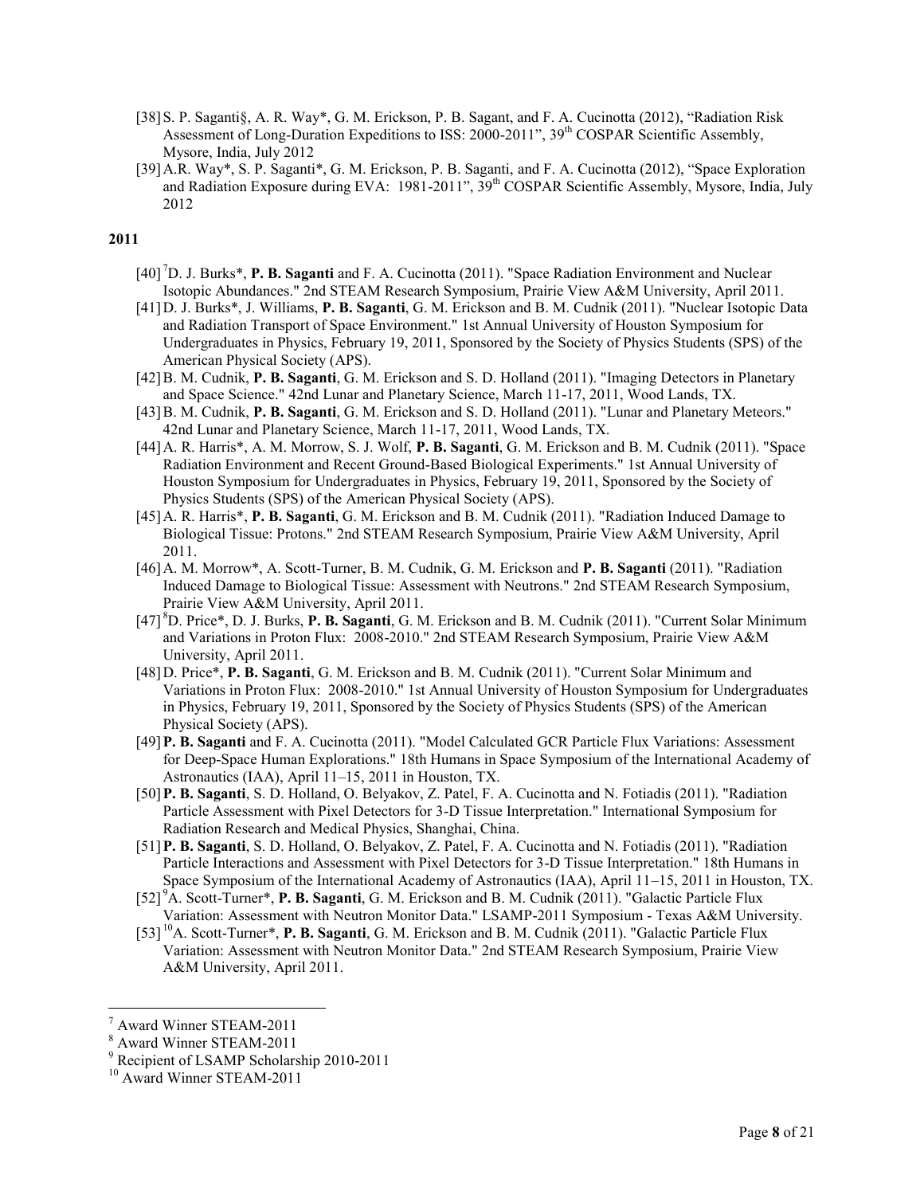[38] S. P. Saganti§, A. R. Way*, G. M. Erickson, P. B. Sagant, and F. A. Cucinotta (2012), "Radiation Risk Assessment of Long-Duration Expeditions to ISS: 2000-2011", 39th COSPAR Scientific Assembly, Mysore, India, July 2012

[39] A.R. Way*, S. P. Saganti*, G. M. Erickson, P. B. Saganti, and F. A. Cucinotta (2012), "Space Exploration and Radiation Exposure during EVA: 1981-2011", 39th COSPAR Scientific Assembly, Mysore, India, July 2012

**2011**

[40] [7]D. J. Burks*, **P. B. Saganti** and F. A. Cucinotta (2011). "Space Radiation Environment and Nuclear Isotopic Abundances." 2nd STEAM Research Symposium, Prairie View A&M University, April 2011.

[41] D. J. Burks*, J. Williams, **P. B. Saganti**, G. M. Erickson and B. M. Cudnik (2011). "Nuclear Isotopic Data and Radiation Transport of Space Environment." 1st Annual University of Houston Symposium for Undergraduates in Physics, February 19, 2011, Sponsored by the Society of Physics Students (SPS) of the American Physical Society (APS).

[42] B. M. Cudnik, **P. B. Saganti**, G. M. Erickson and S. D. Holland (2011). "Imaging Detectors in Planetary and Space Science." 42nd Lunar and Planetary Science, March 11-17, 2011, Wood Lands, TX.

[43] B. M. Cudnik, **P. B. Saganti**, G. M. Erickson and S. D. Holland (2011). "Lunar and Planetary Meteors." 42nd Lunar and Planetary Science, March 11-17, 2011, Wood Lands, TX.

[44] A. R. Harris*, A. M. Morrow, S. J. Wolf, **P. B. Saganti**, G. M. Erickson and B. M. Cudnik (2011). "Space Radiation Environment and Recent Ground-Based Biological Experiments." 1st Annual University of Houston Symposium for Undergraduates in Physics, February 19, 2011, Sponsored by the Society of Physics Students (SPS) of the American Physical Society (APS).

[45] A. R. Harris*, **P. B. Saganti**, G. M. Erickson and B. M. Cudnik (2011). "Radiation Induced Damage to Biological Tissue: Protons." 2nd STEAM Research Symposium, Prairie View A&M University, April 2011.

[46] A. M. Morrow*, A. Scott-Turner, B. M. Cudnik, G. M. Erickson and **P. B. Saganti** (2011). "Radiation Induced Damage to Biological Tissue: Assessment with Neutrons." 2nd STEAM Research Symposium, Prairie View A&M University, April 2011.

[47] [8]D. Price*, D. J. Burks, **P. B. Saganti**, G. M. Erickson and B. M. Cudnik (2011). "Current Solar Minimum and Variations in Proton Flux: 2008-2010." 2nd STEAM Research Symposium, Prairie View A&M University, April 2011.

[48] D. Price*, **P. B. Saganti**, G. M. Erickson and B. M. Cudnik (2011). "Current Solar Minimum and Variations in Proton Flux: 2008-2010." 1st Annual University of Houston Symposium for Undergraduates in Physics, February 19, 2011, Sponsored by the Society of Physics Students (SPS) of the American Physical Society (APS).

[49] **P. B. Saganti** and F. A. Cucinotta (2011). "Model Calculated GCR Particle Flux Variations: Assessment for Deep-Space Human Explorations." 18th Humans in Space Symposium of the International Academy of Astronautics (IAA), April 11–15, 2011 in Houston, TX.

[50] **P. B. Saganti**, S. D. Holland, O. Belyakov, Z. Patel, F. A. Cucinotta and N. Fotiadis (2011). "Radiation Particle Assessment with Pixel Detectors for 3-D Tissue Interpretation." International Symposium for Radiation Research and Medical Physics, Shanghai, China.

[51] **P. B. Saganti**, S. D. Holland, O. Belyakov, Z. Patel, F. A. Cucinotta and N. Fotiadis (2011). "Radiation Particle Interactions and Assessment with Pixel Detectors for 3-D Tissue Interpretation." 18th Humans in Space Symposium of the International Academy of Astronautics (IAA), April 11–15, 2011 in Houston, TX.

[52] [9]A. Scott-Turner*, **P. B. Saganti**, G. M. Erickson and B. M. Cudnik (2011). "Galactic Particle Flux Variation: Assessment with Neutron Monitor Data." LSAMP-2011 Symposium - Texas A&M University.

[53] [10]A. Scott-Turner*, **P. B. Saganti**, G. M. Erickson and B. M. Cudnik (2011). "Galactic Particle Flux Variation: Assessment with Neutron Monitor Data." 2nd STEAM Research Symposium, Prairie View A&M University, April 2011.

---

[7] Award Winner STEAM-2011

[8] Award Winner STEAM-2011

[9] Recipient of LSAMP Scholarship 2010-2011

[10] Award Winner STEAM-2011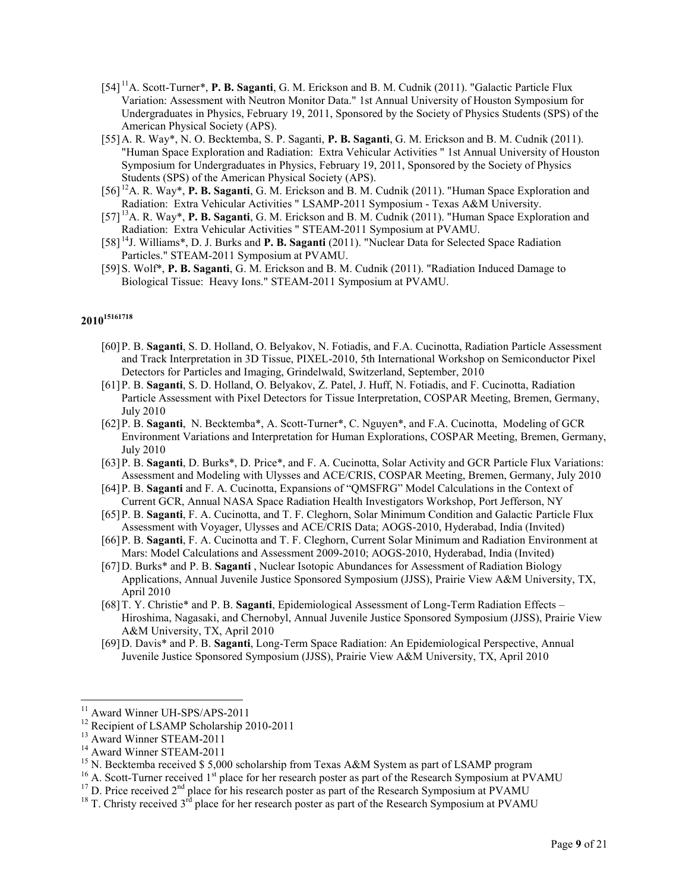- [54] [11]A. Scott-Turner*, **P. B. Saganti**, G. M. Erickson and B. M. Cudnik (2011). "Galactic Particle Flux Variation: Assessment with Neutron Monitor Data." 1st Annual University of Houston Symposium for Undergraduates in Physics, February 19, 2011, Sponsored by the Society of Physics Students (SPS) of the American Physical Society (APS).
- [55] A. R. Way*, N. O. Becktemba, S. P. Saganti, **P. B. Saganti**, G. M. Erickson and B. M. Cudnik (2011). "Human Space Exploration and Radiation: Extra Vehicular Activities " 1st Annual University of Houston Symposium for Undergraduates in Physics, February 19, 2011, Sponsored by the Society of Physics Students (SPS) of the American Physical Society (APS).
- [56] [12]A. R. Way*, **P. B. Saganti**, G. M. Erickson and B. M. Cudnik (2011). "Human Space Exploration and Radiation: Extra Vehicular Activities " LSAMP-2011 Symposium - Texas A&M University.
- [57] [13]A. R. Way*, **P. B. Saganti**, G. M. Erickson and B. M. Cudnik (2011). "Human Space Exploration and Radiation: Extra Vehicular Activities " STEAM-2011 Symposium at PVAMU.
- [58] [14]J. Williams*, D. J. Burks and **P. B. Saganti** (2011). "Nuclear Data for Selected Space Radiation Particles." STEAM-2011 Symposium at PVAMU.
- [59] S. Wolf*, **P. B. Saganti**, G. M. Erickson and B. M. Cudnik (2011). "Radiation Induced Damage to Biological Tissue: Heavy Ions." STEAM-2011 Symposium at PVAMU.

**2010[15][16][17][18]**

- [60] P. B. **Saganti**, S. D. Holland, O. Belyakov, N. Fotiadis, and F.A. Cucinotta, Radiation Particle Assessment and Track Interpretation in 3D Tissue, PIXEL-2010, 5th International Workshop on Semiconductor Pixel Detectors for Particles and Imaging, Grindelwald, Switzerland, September, 2010
- [61] P. B. **Saganti**, S. D. Holland, O. Belyakov, Z. Patel, J. Huff, N. Fotiadis, and F. Cucinotta, Radiation Particle Assessment with Pixel Detectors for Tissue Interpretation, COSPAR Meeting, Bremen, Germany, July 2010
- [62] P. B. **Saganti**, N. Becktemba*, A. Scott-Turner*, C. Nguyen*, and F.A. Cucinotta, Modeling of GCR Environment Variations and Interpretation for Human Explorations, COSPAR Meeting, Bremen, Germany, July 2010
- [63] P. B. **Saganti**, D. Burks*, D. Price*, and F. A. Cucinotta, Solar Activity and GCR Particle Flux Variations: Assessment and Modeling with Ulysses and ACE/CRIS, COSPAR Meeting, Bremen, Germany, July 2010
- [64] P. B. **Saganti** and F. A. Cucinotta, Expansions of "QMSFRG" Model Calculations in the Context of Current GCR, Annual NASA Space Radiation Health Investigators Workshop, Port Jefferson, NY
- [65] P. B. **Saganti**, F. A. Cucinotta, and T. F. Cleghorn, Solar Minimum Condition and Galactic Particle Flux Assessment with Voyager, Ulysses and ACE/CRIS Data; AOGS-2010, Hyderabad, India (Invited)
- [66] P. B. **Saganti**, F. A. Cucinotta and T. F. Cleghorn, Current Solar Minimum and Radiation Environment at Mars: Model Calculations and Assessment 2009-2010; AOGS-2010, Hyderabad, India (Invited)
- [67] D. Burks* and P. B. **Saganti** , Nuclear Isotopic Abundances for Assessment of Radiation Biology Applications, Annual Juvenile Justice Sponsored Symposium (JJSS), Prairie View A&M University, TX, April 2010
- [68] T. Y. Christie* and P. B. **Saganti**, Epidemiological Assessment of Long-Term Radiation Effects – Hiroshima, Nagasaki, and Chernobyl, Annual Juvenile Justice Sponsored Symposium (JJSS), Prairie View A&M University, TX, April 2010
- [69] D. Davis* and P. B. **Saganti**, Long-Term Space Radiation: An Epidemiological Perspective, Annual Juvenile Justice Sponsored Symposium (JJSS), Prairie View A&M University, TX, April 2010

---

[11] Award Winner UH-SPS/APS-2011

[12] Recipient of LSAMP Scholarship 2010-2011

[13] Award Winner STEAM-2011

[14] Award Winner STEAM-2011

[15] N. Becktemba received $ 5,000 scholarship from Texas A&M System as part of LSAMP program

[16] A. Scott-Turner received 1st place for her research poster as part of the Research Symposium at PVAMU

[17] D. Price received 2nd place for his research poster as part of the Research Symposium at PVAMU

[18] T. Christy received 3rd place for her research poster as part of the Research Symposium at PVAMU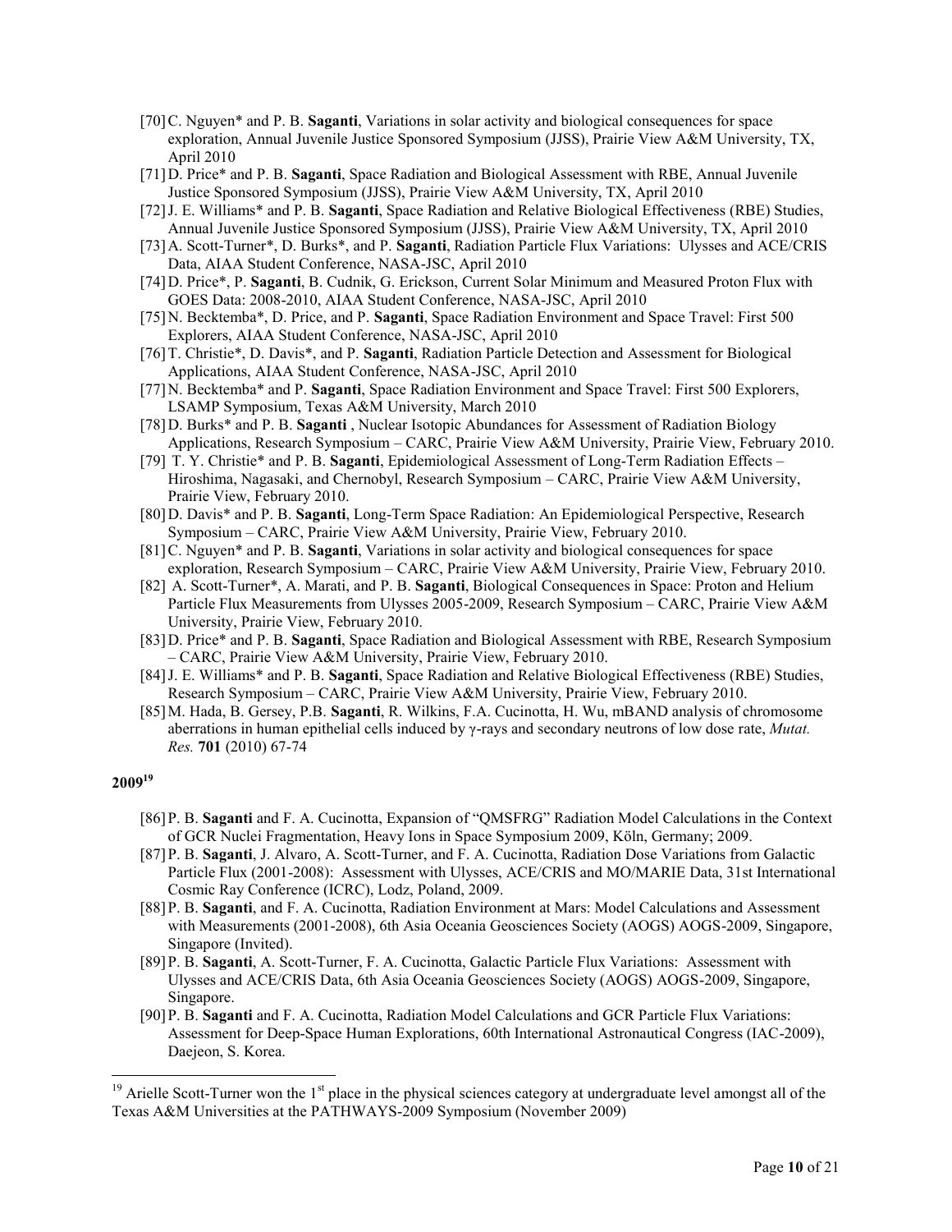- [70] C. Nguyen* and P. B. **Saganti**, Variations in solar activity and biological consequences for space exploration, Annual Juvenile Justice Sponsored Symposium (JJSS), Prairie View A&M University, TX, April 2010
- [71] D. Price* and P. B. **Saganti**, Space Radiation and Biological Assessment with RBE, Annual Juvenile Justice Sponsored Symposium (JJSS), Prairie View A&M University, TX, April 2010
- [72] J. E. Williams* and P. B. **Saganti**, Space Radiation and Relative Biological Effectiveness (RBE) Studies, Annual Juvenile Justice Sponsored Symposium (JJSS), Prairie View A&M University, TX, April 2010
- [73] A. Scott-Turner*, D. Burks*, and P. **Saganti**, Radiation Particle Flux Variations: Ulysses and ACE/CRIS Data, AIAA Student Conference, NASA-JSC, April 2010
- [74] D. Price*, P. **Saganti**, B. Cudnik, G. Erickson, Current Solar Minimum and Measured Proton Flux with GOES Data: 2008-2010, AIAA Student Conference, NASA-JSC, April 2010
- [75] N. Becktemba*, D. Price, and P. **Saganti**, Space Radiation Environment and Space Travel: First 500 Explorers, AIAA Student Conference, NASA-JSC, April 2010
- [76] T. Christie*, D. Davis*, and P. **Saganti**, Radiation Particle Detection and Assessment for Biological Applications, AIAA Student Conference, NASA-JSC, April 2010
- [77] N. Becktemba* and P. **Saganti**, Space Radiation Environment and Space Travel: First 500 Explorers, LSAMP Symposium, Texas A&M University, March 2010
- [78] D. Burks* and P. B. **Saganti** , Nuclear Isotopic Abundances for Assessment of Radiation Biology Applications, Research Symposium – CARC, Prairie View A&M University, Prairie View, February 2010.
- [79] T. Y. Christie* and P. B. **Saganti**, Epidemiological Assessment of Long-Term Radiation Effects – Hiroshima, Nagasaki, and Chernobyl, Research Symposium – CARC, Prairie View A&M University, Prairie View, February 2010.
- [80] D. Davis* and P. B. **Saganti**, Long-Term Space Radiation: An Epidemiological Perspective, Research Symposium – CARC, Prairie View A&M University, Prairie View, February 2010.
- [81] C. Nguyen* and P. B. **Saganti**, Variations in solar activity and biological consequences for space exploration, Research Symposium – CARC, Prairie View A&M University, Prairie View, February 2010.
- [82] A. Scott-Turner*, A. Marati, and P. B. **Saganti**, Biological Consequences in Space: Proton and Helium Particle Flux Measurements from Ulysses 2005-2009, Research Symposium – CARC, Prairie View A&M University, Prairie View, February 2010.
- [83] D. Price* and P. B. **Saganti**, Space Radiation and Biological Assessment with RBE, Research Symposium – CARC, Prairie View A&M University, Prairie View, February 2010.
- [84] J. E. Williams* and P. B. **Saganti**, Space Radiation and Relative Biological Effectiveness (RBE) Studies, Research Symposium – CARC, Prairie View A&M University, Prairie View, February 2010.
- [85] M. Hada, B. Gersey, P.B. **Saganti**, R. Wilkins, F.A. Cucinotta, H. Wu, mBAND analysis of chromosome aberrations in human epithelial cells induced by γ-rays and secondary neutrons of low dose rate, *Mutat. Res.* **701** (2010) 67-74

**2009**[19]

- [86] P. B. **Saganti** and F. A. Cucinotta, Expansion of "QMSFRG" Radiation Model Calculations in the Context of GCR Nuclei Fragmentation, Heavy Ions in Space Symposium 2009, Köln, Germany; 2009.
- [87] P. B. **Saganti**, J. Alvaro, A. Scott-Turner, and F. A. Cucinotta, Radiation Dose Variations from Galactic Particle Flux (2001-2008): Assessment with Ulysses, ACE/CRIS and MO/MARIE Data, 31st International Cosmic Ray Conference (ICRC), Lodz, Poland, 2009.
- [88] P. B. **Saganti**, and F. A. Cucinotta, Radiation Environment at Mars: Model Calculations and Assessment with Measurements (2001-2008), 6th Asia Oceania Geosciences Society (AOGS) AOGS-2009, Singapore, Singapore (Invited).
- [89] P. B. **Saganti**, A. Scott-Turner, F. A. Cucinotta, Galactic Particle Flux Variations: Assessment with Ulysses and ACE/CRIS Data, 6th Asia Oceania Geosciences Society (AOGS) AOGS-2009, Singapore, Singapore.
- [90] P. B. **Saganti** and F. A. Cucinotta, Radiation Model Calculations and GCR Particle Flux Variations: Assessment for Deep-Space Human Explorations, 60th International Astronautical Congress (IAC-2009), Daejeon, S. Korea.

---

[19] Arielle Scott-Turner won the 1st place in the physical sciences category at undergraduate level amongst all of the Texas A&M Universities at the PATHWAYS-2009 Symposium (November 2009)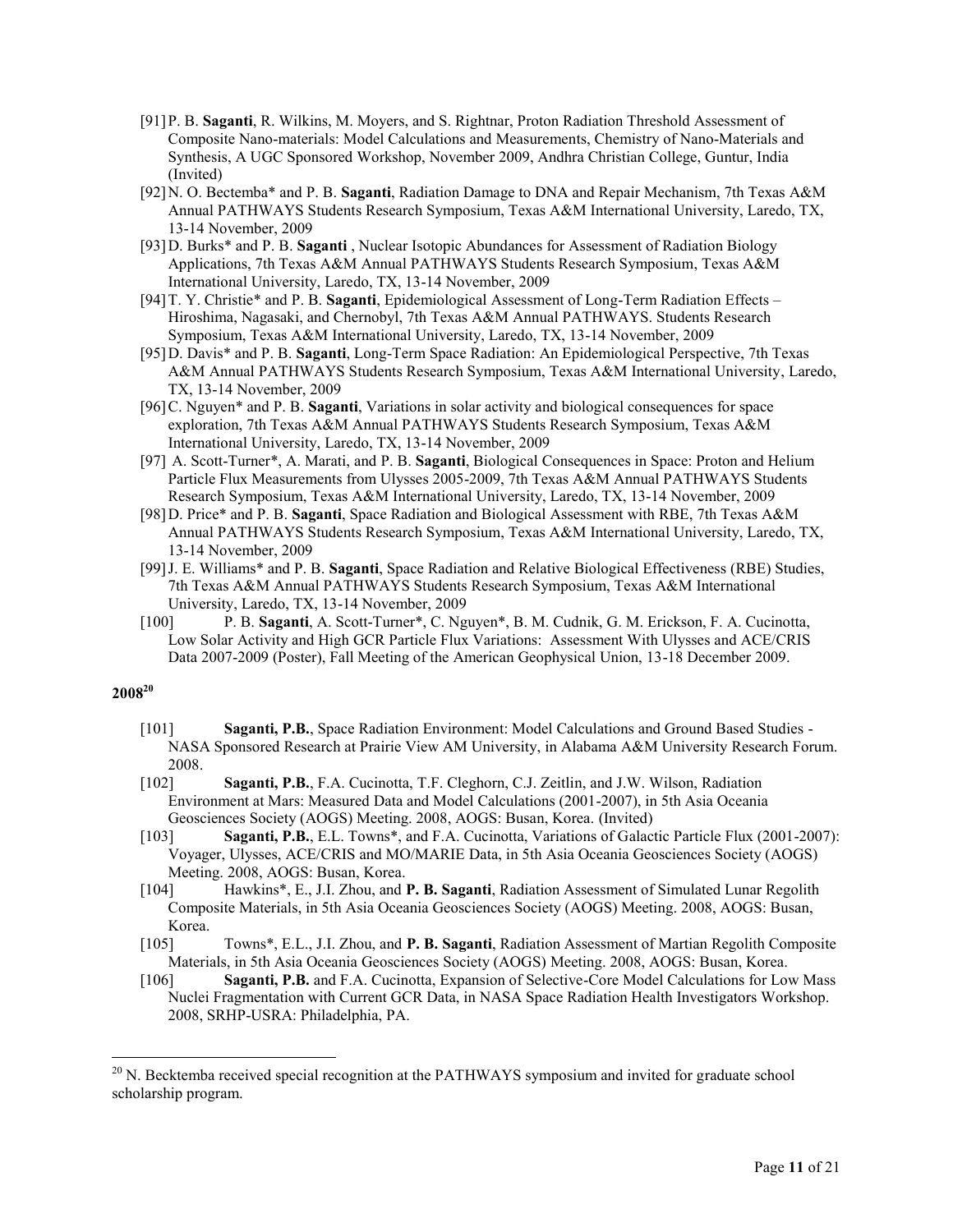[91] P. B. **Saganti**, R. Wilkins, M. Moyers, and S. Rightnar, Proton Radiation Threshold Assessment of Composite Nano-materials: Model Calculations and Measurements, Chemistry of Nano-Materials and Synthesis, A UGC Sponsored Workshop, November 2009, Andhra Christian College, Guntur, India (Invited)

[92] N. O. Bectemba* and P. B. **Saganti**, Radiation Damage to DNA and Repair Mechanism, 7th Texas A&M Annual PATHWAYS Students Research Symposium, Texas A&M International University, Laredo, TX, 13-14 November, 2009

[93] D. Burks* and P. B. **Saganti** , Nuclear Isotopic Abundances for Assessment of Radiation Biology Applications, 7th Texas A&M Annual PATHWAYS Students Research Symposium, Texas A&M International University, Laredo, TX, 13-14 November, 2009

[94] T. Y. Christie* and P. B. **Saganti**, Epidemiological Assessment of Long-Term Radiation Effects – Hiroshima, Nagasaki, and Chernobyl, 7th Texas A&M Annual PATHWAYS. Students Research Symposium, Texas A&M International University, Laredo, TX, 13-14 November, 2009

[95] D. Davis* and P. B. **Saganti**, Long-Term Space Radiation: An Epidemiological Perspective, 7th Texas A&M Annual PATHWAYS Students Research Symposium, Texas A&M International University, Laredo, TX, 13-14 November, 2009

[96] C. Nguyen* and P. B. **Saganti**, Variations in solar activity and biological consequences for space exploration, 7th Texas A&M Annual PATHWAYS Students Research Symposium, Texas A&M International University, Laredo, TX, 13-14 November, 2009

[97] A. Scott-Turner*, A. Marati, and P. B. **Saganti**, Biological Consequences in Space: Proton and Helium Particle Flux Measurements from Ulysses 2005-2009, 7th Texas A&M Annual PATHWAYS Students Research Symposium, Texas A&M International University, Laredo, TX, 13-14 November, 2009

[98] D. Price* and P. B. **Saganti**, Space Radiation and Biological Assessment with RBE, 7th Texas A&M Annual PATHWAYS Students Research Symposium, Texas A&M International University, Laredo, TX, 13-14 November, 2009

[99] J. E. Williams* and P. B. **Saganti**, Space Radiation and Relative Biological Effectiveness (RBE) Studies, 7th Texas A&M Annual PATHWAYS Students Research Symposium, Texas A&M International University, Laredo, TX, 13-14 November, 2009

[100] P. B. **Saganti**, A. Scott-Turner*, C. Nguyen*, B. M. Cudnik, G. M. Erickson, F. A. Cucinotta, Low Solar Activity and High GCR Particle Flux Variations: Assessment With Ulysses and ACE/CRIS Data 2007-2009 (Poster), Fall Meeting of the American Geophysical Union, 13-18 December 2009.

**2008**[20]

[101] **Saganti, P.B.**, Space Radiation Environment: Model Calculations and Ground Based Studies - NASA Sponsored Research at Prairie View AM University, in Alabama A&M University Research Forum. 2008.

[102] **Saganti, P.B.**, F.A. Cucinotta, T.F. Cleghorn, C.J. Zeitlin, and J.W. Wilson, Radiation Environment at Mars: Measured Data and Model Calculations (2001-2007), in 5th Asia Oceania Geosciences Society (AOGS) Meeting. 2008, AOGS: Busan, Korea. (Invited)

[103] **Saganti, P.B.**, E.L. Towns*, and F.A. Cucinotta, Variations of Galactic Particle Flux (2001-2007): Voyager, Ulysses, ACE/CRIS and MO/MARIE Data, in 5th Asia Oceania Geosciences Society (AOGS) Meeting. 2008, AOGS: Busan, Korea.

[104] Hawkins*, E., J.I. Zhou, and **P. B. Saganti**, Radiation Assessment of Simulated Lunar Regolith Composite Materials, in 5th Asia Oceania Geosciences Society (AOGS) Meeting. 2008, AOGS: Busan, Korea.

[105] Towns*, E.L., J.I. Zhou, and **P. B. Saganti**, Radiation Assessment of Martian Regolith Composite Materials, in 5th Asia Oceania Geosciences Society (AOGS) Meeting. 2008, AOGS: Busan, Korea.

[106] **Saganti, P.B.** and F.A. Cucinotta, Expansion of Selective-Core Model Calculations for Low Mass Nuclei Fragmentation with Current GCR Data, in NASA Space Radiation Health Investigators Workshop. 2008, SRHP-USRA: Philadelphia, PA.

---

[20] N. Becktemba received special recognition at the PATHWAYS symposium and invited for graduate school scholarship program.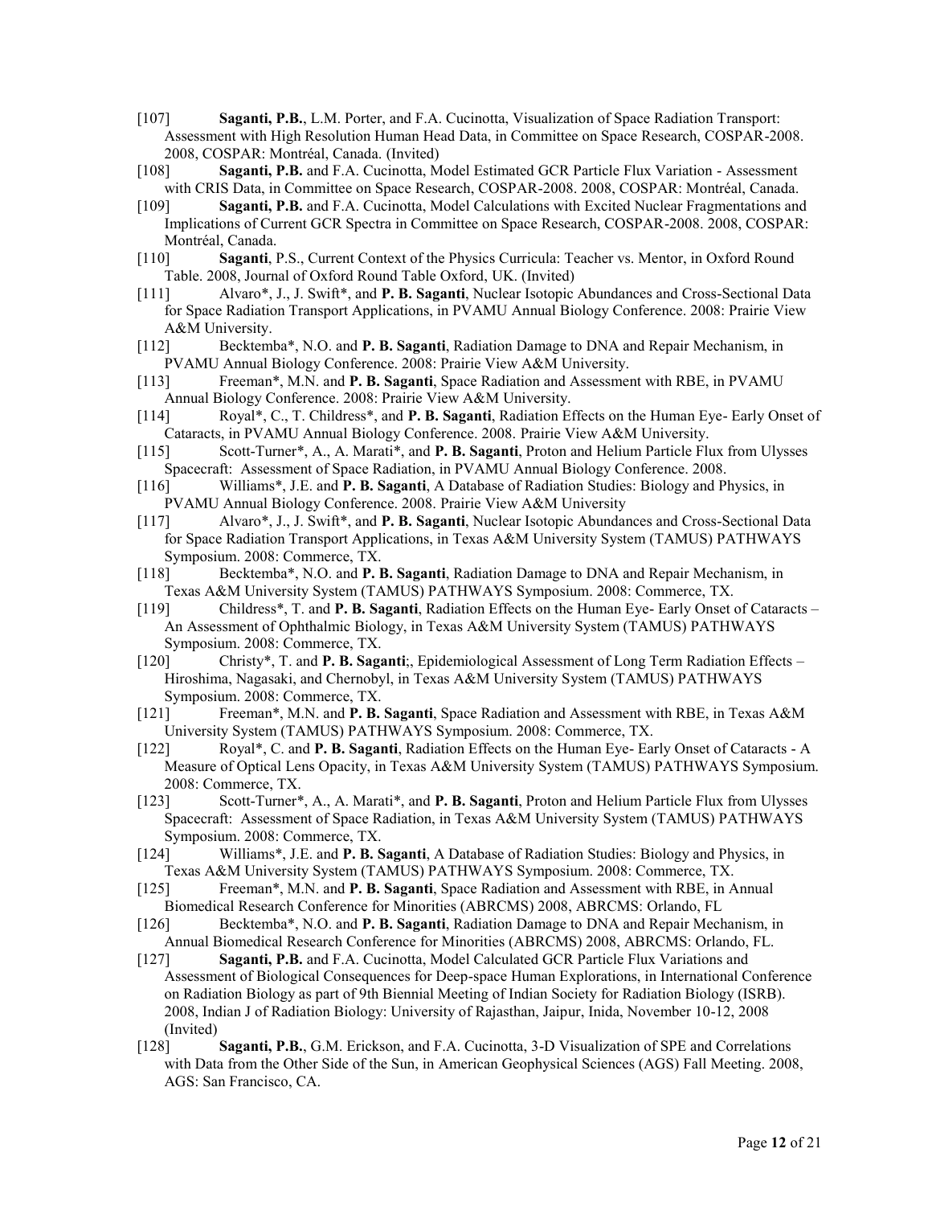[107] **Saganti, P.B.**, L.M. Porter, and F.A. Cucinotta, Visualization of Space Radiation Transport: Assessment with High Resolution Human Head Data, in Committee on Space Research, COSPAR-2008. 2008, COSPAR: Montréal, Canada. (Invited)

[108] **Saganti, P.B.** and F.A. Cucinotta, Model Estimated GCR Particle Flux Variation - Assessment with CRIS Data, in Committee on Space Research, COSPAR-2008. 2008, COSPAR: Montréal, Canada.

[109] **Saganti, P.B.** and F.A. Cucinotta, Model Calculations with Excited Nuclear Fragmentations and Implications of Current GCR Spectra in Committee on Space Research, COSPAR-2008. 2008, COSPAR: Montréal, Canada.

[110] **Saganti**, P.S., Current Context of the Physics Curricula: Teacher vs. Mentor, in Oxford Round Table. 2008, Journal of Oxford Round Table Oxford, UK. (Invited)

[111] Alvaro*, J., J. Swift*, and **P. B. Saganti**, Nuclear Isotopic Abundances and Cross-Sectional Data for Space Radiation Transport Applications, in PVAMU Annual Biology Conference. 2008: Prairie View A&M University.

[112] Becktemba*, N.O. and **P. B. Saganti**, Radiation Damage to DNA and Repair Mechanism, in PVAMU Annual Biology Conference. 2008: Prairie View A&M University.

[113] Freeman*, M.N. and **P. B. Saganti**, Space Radiation and Assessment with RBE, in PVAMU Annual Biology Conference. 2008: Prairie View A&M University.

[114] Royal*, C., T. Childress*, and **P. B. Saganti**, Radiation Effects on the Human Eye- Early Onset of Cataracts, in PVAMU Annual Biology Conference. 2008. Prairie View A&M University.

[115] Scott-Turner*, A., A. Marati*, and **P. B. Saganti**, Proton and Helium Particle Flux from Ulysses Spacecraft: Assessment of Space Radiation, in PVAMU Annual Biology Conference. 2008.

[116] Williams*, J.E. and **P. B. Saganti**, A Database of Radiation Studies: Biology and Physics, in PVAMU Annual Biology Conference. 2008. Prairie View A&M University

[117] Alvaro*, J., J. Swift*, and **P. B. Saganti**, Nuclear Isotopic Abundances and Cross-Sectional Data for Space Radiation Transport Applications, in Texas A&M University System (TAMUS) PATHWAYS Symposium. 2008: Commerce, TX.

[118] Becktemba*, N.O. and **P. B. Saganti**, Radiation Damage to DNA and Repair Mechanism, in Texas A&M University System (TAMUS) PATHWAYS Symposium. 2008: Commerce, TX.

[119] Childress*, T. and **P. B. Saganti**, Radiation Effects on the Human Eye- Early Onset of Cataracts – An Assessment of Ophthalmic Biology, in Texas A&M University System (TAMUS) PATHWAYS Symposium. 2008: Commerce, TX.

[120] Christy*, T. and **P. B. Saganti**;, Epidemiological Assessment of Long Term Radiation Effects – Hiroshima, Nagasaki, and Chernobyl, in Texas A&M University System (TAMUS) PATHWAYS Symposium. 2008: Commerce, TX.

[121] Freeman*, M.N. and **P. B. Saganti**, Space Radiation and Assessment with RBE, in Texas A&M University System (TAMUS) PATHWAYS Symposium. 2008: Commerce, TX.

[122] Royal*, C. and **P. B. Saganti**, Radiation Effects on the Human Eye- Early Onset of Cataracts - A Measure of Optical Lens Opacity, in Texas A&M University System (TAMUS) PATHWAYS Symposium. 2008: Commerce, TX.

[123] Scott-Turner*, A., A. Marati*, and **P. B. Saganti**, Proton and Helium Particle Flux from Ulysses Spacecraft: Assessment of Space Radiation, in Texas A&M University System (TAMUS) PATHWAYS Symposium. 2008: Commerce, TX.

[124] Williams*, J.E. and **P. B. Saganti**, A Database of Radiation Studies: Biology and Physics, in Texas A&M University System (TAMUS) PATHWAYS Symposium. 2008: Commerce, TX.

[125] Freeman*, M.N. and **P. B. Saganti**, Space Radiation and Assessment with RBE, in Annual Biomedical Research Conference for Minorities (ABRCMS) 2008, ABRCMS: Orlando, FL

[126] Becktemba*, N.O. and **P. B. Saganti**, Radiation Damage to DNA and Repair Mechanism, in Annual Biomedical Research Conference for Minorities (ABRCMS) 2008, ABRCMS: Orlando, FL.

[127] **Saganti, P.B.** and F.A. Cucinotta, Model Calculated GCR Particle Flux Variations and Assessment of Biological Consequences for Deep-space Human Explorations, in International Conference on Radiation Biology as part of 9th Biennial Meeting of Indian Society for Radiation Biology (ISRB). 2008, Indian J of Radiation Biology: University of Rajasthan, Jaipur, Inida, November 10-12, 2008 (Invited)

[128] **Saganti, P.B.**, G.M. Erickson, and F.A. Cucinotta, 3-D Visualization of SPE and Correlations with Data from the Other Side of the Sun, in American Geophysical Sciences (AGS) Fall Meeting. 2008, AGS: San Francisco, CA.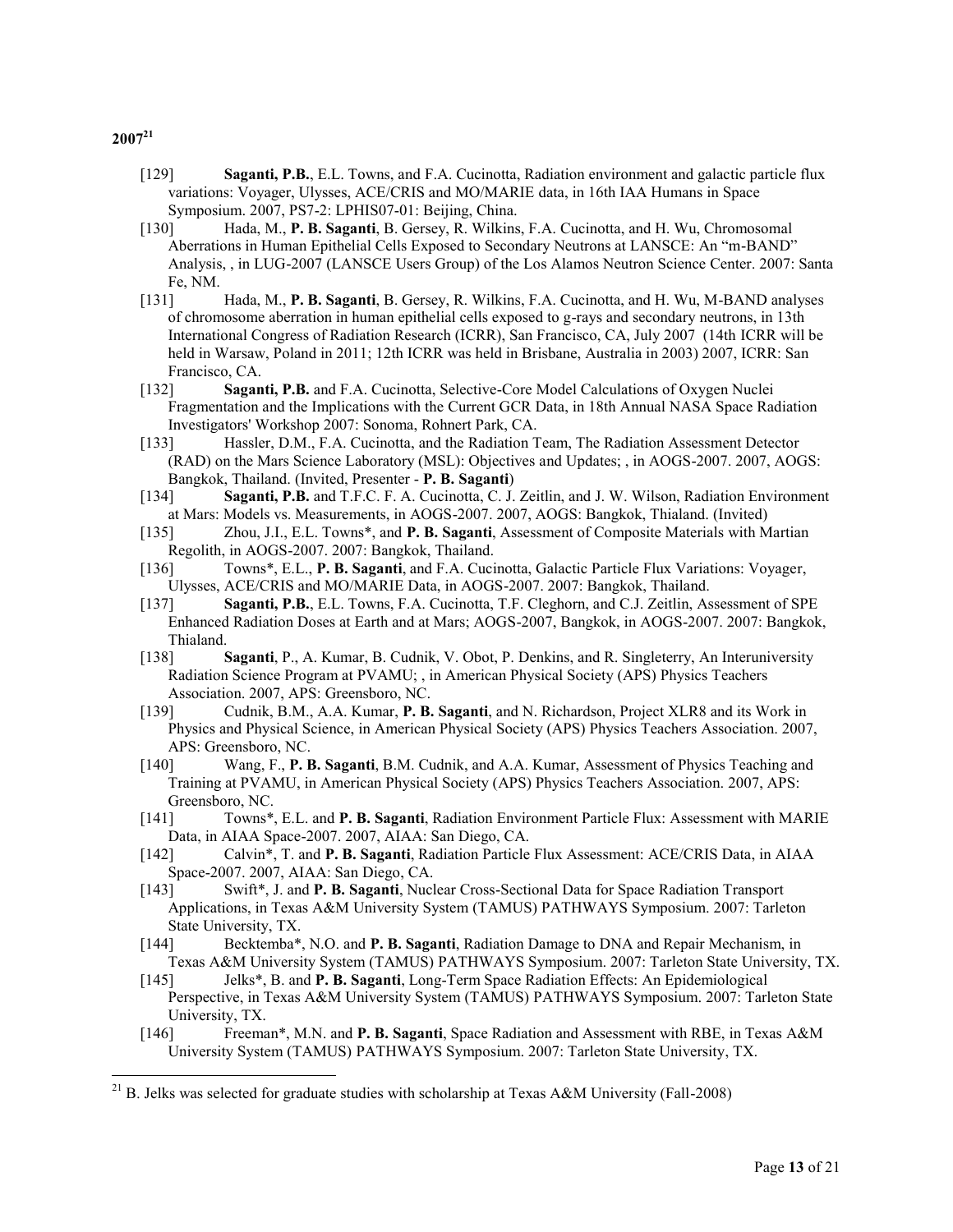**2007**[21]

- [129] **Saganti, P.B.**, E.L. Towns, and F.A. Cucinotta, Radiation environment and galactic particle flux variations: Voyager, Ulysses, ACE/CRIS and MO/MARIE data, in 16th IAA Humans in Space Symposium. 2007, PS7-2: LPHIS07-01: Beijing, China.
- [130] Hada, M., **P. B. Saganti**, B. Gersey, R. Wilkins, F.A. Cucinotta, and H. Wu, Chromosomal Aberrations in Human Epithelial Cells Exposed to Secondary Neutrons at LANSCE: An "m-BAND" Analysis, , in LUG-2007 (LANSCE Users Group) of the Los Alamos Neutron Science Center. 2007: Santa Fe, NM.
- [131] Hada, M., **P. B. Saganti**, B. Gersey, R. Wilkins, F.A. Cucinotta, and H. Wu, M-BAND analyses of chromosome aberration in human epithelial cells exposed to g-rays and secondary neutrons, in 13th International Congress of Radiation Research (ICRR), San Francisco, CA, July 2007 (14th ICRR will be held in Warsaw, Poland in 2011; 12th ICRR was held in Brisbane, Australia in 2003) 2007, ICRR: San Francisco, CA.
- [132] **Saganti, P.B.** and F.A. Cucinotta, Selective-Core Model Calculations of Oxygen Nuclei Fragmentation and the Implications with the Current GCR Data, in 18th Annual NASA Space Radiation Investigators' Workshop 2007: Sonoma, Rohnert Park, CA.
- [133] Hassler, D.M., F.A. Cucinotta, and the Radiation Team, The Radiation Assessment Detector (RAD) on the Mars Science Laboratory (MSL): Objectives and Updates; , in AOGS-2007. 2007, AOGS: Bangkok, Thailand. (Invited, Presenter - **P. B. Saganti**)
- [134] **Saganti, P.B.** and T.F.C. F. A. Cucinotta, C. J. Zeitlin, and J. W. Wilson, Radiation Environment at Mars: Models vs. Measurements, in AOGS-2007. 2007, AOGS: Bangkok, Thialand. (Invited)
- [135] Zhou, J.I., E.L. Towns*, and **P. B. Saganti**, Assessment of Composite Materials with Martian Regolith, in AOGS-2007. 2007: Bangkok, Thailand.
- [136] Towns*, E.L., **P. B. Saganti**, and F.A. Cucinotta, Galactic Particle Flux Variations: Voyager, Ulysses, ACE/CRIS and MO/MARIE Data, in AOGS-2007. 2007: Bangkok, Thailand.
- [137] **Saganti, P.B.**, E.L. Towns, F.A. Cucinotta, T.F. Cleghorn, and C.J. Zeitlin, Assessment of SPE Enhanced Radiation Doses at Earth and at Mars; AOGS-2007, Bangkok, in AOGS-2007. 2007: Bangkok, Thialand.
- [138] **Saganti**, P., A. Kumar, B. Cudnik, V. Obot, P. Denkins, and R. Singleterry, An Interuniversity Radiation Science Program at PVAMU; , in American Physical Society (APS) Physics Teachers Association. 2007, APS: Greensboro, NC.
- [139] Cudnik, B.M., A.A. Kumar, **P. B. Saganti**, and N. Richardson, Project XLR8 and its Work in Physics and Physical Science, in American Physical Society (APS) Physics Teachers Association. 2007, APS: Greensboro, NC.
- [140] Wang, F., **P. B. Saganti**, B.M. Cudnik, and A.A. Kumar, Assessment of Physics Teaching and Training at PVAMU, in American Physical Society (APS) Physics Teachers Association. 2007, APS: Greensboro, NC.
- [141] Towns*, E.L. and **P. B. Saganti**, Radiation Environment Particle Flux: Assessment with MARIE Data, in AIAA Space-2007. 2007, AIAA: San Diego, CA.
- [142] Calvin*, T. and **P. B. Saganti**, Radiation Particle Flux Assessment: ACE/CRIS Data, in AIAA Space-2007. 2007, AIAA: San Diego, CA.
- [143] Swift*, J. and **P. B. Saganti**, Nuclear Cross-Sectional Data for Space Radiation Transport Applications, in Texas A&M University System (TAMUS) PATHWAYS Symposium. 2007: Tarleton State University, TX.
- [144] Becktemba*, N.O. and **P. B. Saganti**, Radiation Damage to DNA and Repair Mechanism, in Texas A&M University System (TAMUS) PATHWAYS Symposium. 2007: Tarleton State University, TX.
- [145] Jelks*, B. and **P. B. Saganti**, Long-Term Space Radiation Effects: An Epidemiological Perspective, in Texas A&M University System (TAMUS) PATHWAYS Symposium. 2007: Tarleton State University, TX.
- [146] Freeman*, M.N. and **P. B. Saganti**, Space Radiation and Assessment with RBE, in Texas A&M University System (TAMUS) PATHWAYS Symposium. 2007: Tarleton State University, TX.

---

[21] B. Jelks was selected for graduate studies with scholarship at Texas A&M University (Fall-2008)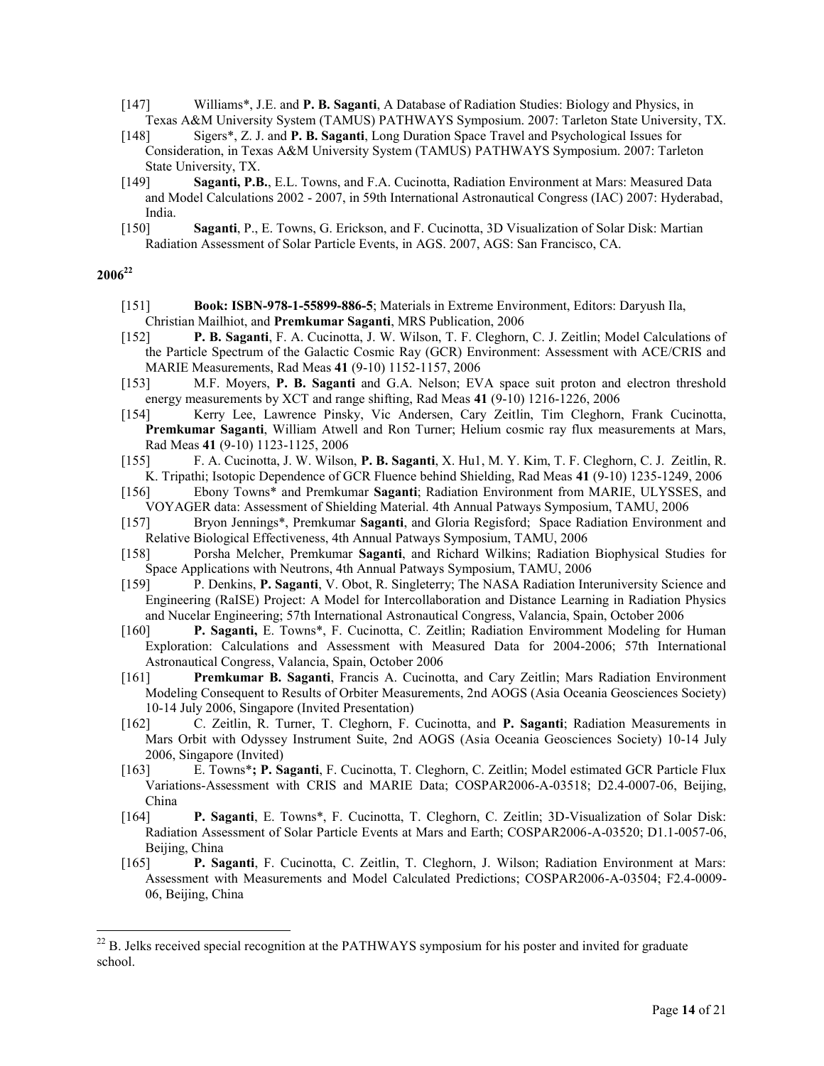[147] Williams*, J.E. and **P. B. Saganti**, A Database of Radiation Studies: Biology and Physics, in Texas A&M University System (TAMUS) PATHWAYS Symposium. 2007: Tarleton State University, TX.

[148] Sigers*, Z. J. and **P. B. Saganti**, Long Duration Space Travel and Psychological Issues for Consideration, in Texas A&M University System (TAMUS) PATHWAYS Symposium. 2007: Tarleton State University, TX.

[149] **Saganti, P.B.**, E.L. Towns, and F.A. Cucinotta, Radiation Environment at Mars: Measured Data and Model Calculations 2002 - 2007, in 59th International Astronautical Congress (IAC) 2007: Hyderabad, India.

[150] **Saganti**, P., E. Towns, G. Erickson, and F. Cucinotta, 3D Visualization of Solar Disk: Martian Radiation Assessment of Solar Particle Events, in AGS. 2007, AGS: San Francisco, CA.

**2006**[22]

[151] **Book: ISBN-978-1-55899-886-5**; Materials in Extreme Environment, Editors: Daryush Ila, Christian Mailhiot, and **Premkumar Saganti**, MRS Publication, 2006

[152] **P. B. Saganti**, F. A. Cucinotta, J. W. Wilson, T. F. Cleghorn, C. J. Zeitlin; Model Calculations of the Particle Spectrum of the Galactic Cosmic Ray (GCR) Environment: Assessment with ACE/CRIS and MARIE Measurements, Rad Meas **41** (9-10) 1152-1157, 2006

[153] M.F. Moyers, **P. B. Saganti** and G.A. Nelson; EVA space suit proton and electron threshold energy measurements by XCT and range shifting, Rad Meas **41** (9-10) 1216-1226, 2006

[154] Kerry Lee, Lawrence Pinsky, Vic Andersen, Cary Zeitlin, Tim Cleghorn, Frank Cucinotta, **Premkumar Saganti**, William Atwell and Ron Turner; Helium cosmic ray flux measurements at Mars, Rad Meas **41** (9-10) 1123-1125, 2006

[155] F. A. Cucinotta, J. W. Wilson, **P. B. Saganti**, X. Hu1, M. Y. Kim, T. F. Cleghorn, C. J. Zeitlin, R. K. Tripathi; Isotopic Dependence of GCR Fluence behind Shielding, Rad Meas **41** (9-10) 1235-1249, 2006

[156] Ebony Towns* and Premkumar **Saganti**; Radiation Environment from MARIE, ULYSSES, and VOYAGER data: Assessment of Shielding Material. 4th Annual Patways Symposium, TAMU, 2006

[157] Bryon Jennings*, Premkumar **Saganti**, and Gloria Regisford; Space Radiation Environment and Relative Biological Effectiveness, 4th Annual Patways Symposium, TAMU, 2006

[158] Porsha Melcher, Premkumar **Saganti**, and Richard Wilkins; Radiation Biophysical Studies for Space Applications with Neutrons, 4th Annual Patways Symposium, TAMU, 2006

[159] P. Denkins, **P. Saganti**, V. Obot, R. Singleterry; The NASA Radiation Interuniversity Science and Engineering (RaISE) Project: A Model for Intercollaboration and Distance Learning in Radiation Physics and Nucelar Engineering; 57th International Astronautical Congress, Valancia, Spain, October 2006

[160] **P. Saganti,** E. Towns*, F. Cucinotta, C. Zeitlin; Radiation Envirornment Modeling for Human Exploration: Calculations and Assessment with Measured Data for 2004-2006; 57th International Astronautical Congress, Valancia, Spain, October 2006

[161] **Premkumar B. Saganti**, Francis A. Cucinotta, and Cary Zeitlin; Mars Radiation Environment Modeling Consequent to Results of Orbiter Measurements, 2nd AOGS (Asia Oceania Geosciences Society) 10-14 July 2006, Singapore (Invited Presentation)

[162] C. Zeitlin, R. Turner, T. Cleghorn, F. Cucinotta, and **P. Saganti**; Radiation Measurements in Mars Orbit with Odyssey Instrument Suite, 2nd AOGS (Asia Oceania Geosciences Society) 10-14 July 2006, Singapore (Invited)

[163] E. Towns***; P. Saganti**, F. Cucinotta, T. Cleghorn, C. Zeitlin; Model estimated GCR Particle Flux Variations-Assessment with CRIS and MARIE Data; COSPAR2006-A-03518; D2.4-0007-06, Beijing, China

[164] **P. Saganti**, E. Towns*, F. Cucinotta, T. Cleghorn, C. Zeitlin; 3D-Visualization of Solar Disk: Radiation Assessment of Solar Particle Events at Mars and Earth; COSPAR2006-A-03520; D1.1-0057-06, Beijing, China

[165] **P. Saganti**, F. Cucinotta, C. Zeitlin, T. Cleghorn, J. Wilson; Radiation Environment at Mars: Assessment with Measurements and Model Calculated Predictions; COSPAR2006-A-03504; F2.4-0009-06, Beijing, China

---

[22] B. Jelks received special recognition at the PATHWAYS symposium for his poster and invited for graduate school.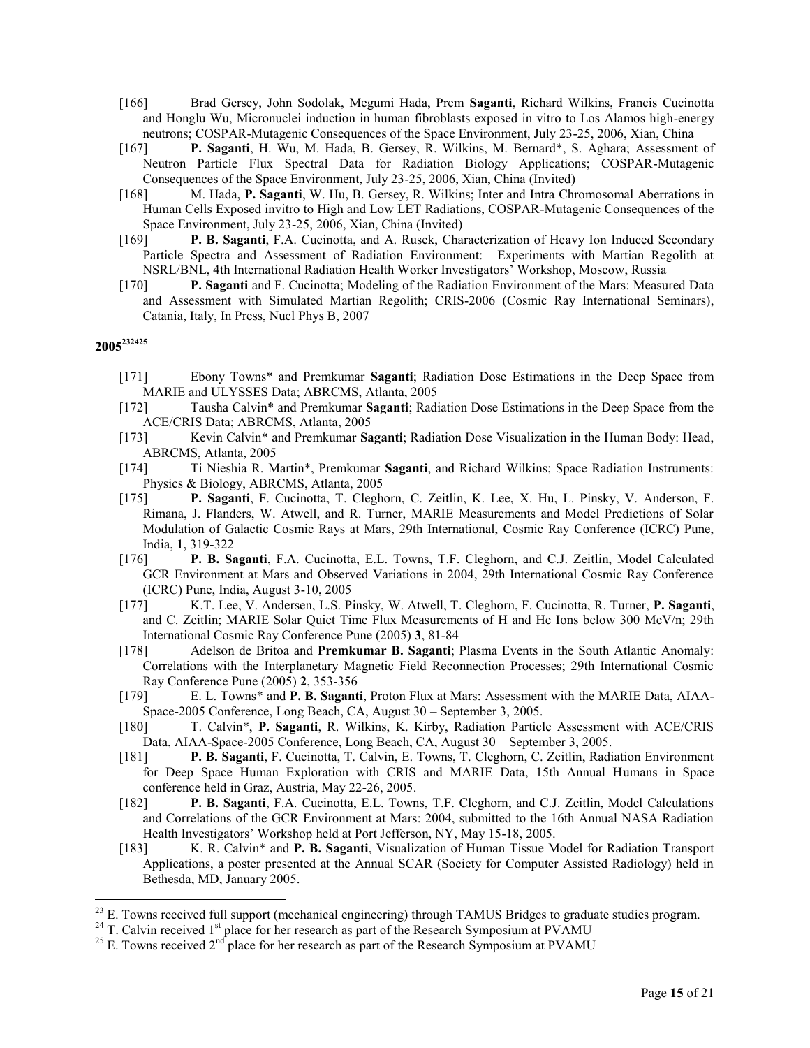[166] Brad Gersey, John Sodolak, Megumi Hada, Prem **Saganti**, Richard Wilkins, Francis Cucinotta and Honglu Wu, Micronuclei induction in human fibroblasts exposed in vitro to Los Alamos high-energy neutrons; COSPAR-Mutagenic Consequences of the Space Environment, July 23-25, 2006, Xian, China

[167] **P. Saganti**, H. Wu, M. Hada, B. Gersey, R. Wilkins, M. Bernard*, S. Aghara; Assessment of Neutron Particle Flux Spectral Data for Radiation Biology Applications; COSPAR-Mutagenic Consequences of the Space Environment, July 23-25, 2006, Xian, China (Invited)

[168] M. Hada, **P. Saganti**, W. Hu, B. Gersey, R. Wilkins; Inter and Intra Chromosomal Aberrations in Human Cells Exposed invitro to High and Low LET Radiations, COSPAR-Mutagenic Consequences of the Space Environment, July 23-25, 2006, Xian, China (Invited)

[169] **P. B. Saganti**, F.A. Cucinotta, and A. Rusek, Characterization of Heavy Ion Induced Secondary Particle Spectra and Assessment of Radiation Environment: Experiments with Martian Regolith at NSRL/BNL, 4th International Radiation Health Worker Investigators' Workshop, Moscow, Russia

[170] **P. Saganti** and F. Cucinotta; Modeling of the Radiation Environment of the Mars: Measured Data and Assessment with Simulated Martian Regolith; CRIS-2006 (Cosmic Ray International Seminars), Catania, Italy, In Press, Nucl Phys B, 2007

**2005**[23][24][25]

[171] Ebony Towns* and Premkumar **Saganti**; Radiation Dose Estimations in the Deep Space from MARIE and ULYSSES Data; ABRCMS, Atlanta, 2005

[172] Tausha Calvin* and Premkumar **Saganti**; Radiation Dose Estimations in the Deep Space from the ACE/CRIS Data; ABRCMS, Atlanta, 2005

[173] Kevin Calvin* and Premkumar **Saganti**; Radiation Dose Visualization in the Human Body: Head, ABRCMS, Atlanta, 2005

[174] Ti Nieshia R. Martin*, Premkumar **Saganti**, and Richard Wilkins; Space Radiation Instruments: Physics & Biology, ABRCMS, Atlanta, 2005

[175] **P. Saganti**, F. Cucinotta, T. Cleghorn, C. Zeitlin, K. Lee, X. Hu, L. Pinsky, V. Anderson, F. Rimana, J. Flanders, W. Atwell, and R. Turner, MARIE Measurements and Model Predictions of Solar Modulation of Galactic Cosmic Rays at Mars, 29th International, Cosmic Ray Conference (ICRC) Pune, India, **1**, 319-322

[176] **P. B. Saganti**, F.A. Cucinotta, E.L. Towns, T.F. Cleghorn, and C.J. Zeitlin, Model Calculated GCR Environment at Mars and Observed Variations in 2004, 29th International Cosmic Ray Conference (ICRC) Pune, India, August 3-10, 2005

[177] K.T. Lee, V. Andersen, L.S. Pinsky, W. Atwell, T. Cleghorn, F. Cucinotta, R. Turner, **P. Saganti**, and C. Zeitlin; MARIE Solar Quiet Time Flux Measurements of H and He Ions below 300 MeV/n; 29th International Cosmic Ray Conference Pune (2005) **3**, 81-84

[178] Adelson de Britoa and **Premkumar B. Saganti**; Plasma Events in the South Atlantic Anomaly: Correlations with the Interplanetary Magnetic Field Reconnection Processes; 29th International Cosmic Ray Conference Pune (2005) **2**, 353-356

[179] E. L. Towns* and **P. B. Saganti**, Proton Flux at Mars: Assessment with the MARIE Data, AIAA-Space-2005 Conference, Long Beach, CA, August 30 – September 3, 2005.

[180] T. Calvin*, **P. Saganti**, R. Wilkins, K. Kirby, Radiation Particle Assessment with ACE/CRIS Data, AIAA-Space-2005 Conference, Long Beach, CA, August 30 – September 3, 2005.

[181] **P. B. Saganti**, F. Cucinotta, T. Calvin, E. Towns, T. Cleghorn, C. Zeitlin, Radiation Environment for Deep Space Human Exploration with CRIS and MARIE Data, 15th Annual Humans in Space conference held in Graz, Austria, May 22-26, 2005.

[182] **P. B. Saganti**, F.A. Cucinotta, E.L. Towns, T.F. Cleghorn, and C.J. Zeitlin, Model Calculations and Correlations of the GCR Environment at Mars: 2004, submitted to the 16th Annual NASA Radiation Health Investigators' Workshop held at Port Jefferson, NY, May 15-18, 2005.

[183] K. R. Calvin* and **P. B. Saganti**, Visualization of Human Tissue Model for Radiation Transport Applications, a poster presented at the Annual SCAR (Society for Computer Assisted Radiology) held in Bethesda, MD, January 2005.

---

[23] E. Towns received full support (mechanical engineering) through TAMUS Bridges to graduate studies program.

[24] T. Calvin received 1st place for her research as part of the Research Symposium at PVAMU

[25] E. Towns received 2nd place for her research as part of the Research Symposium at PVAMU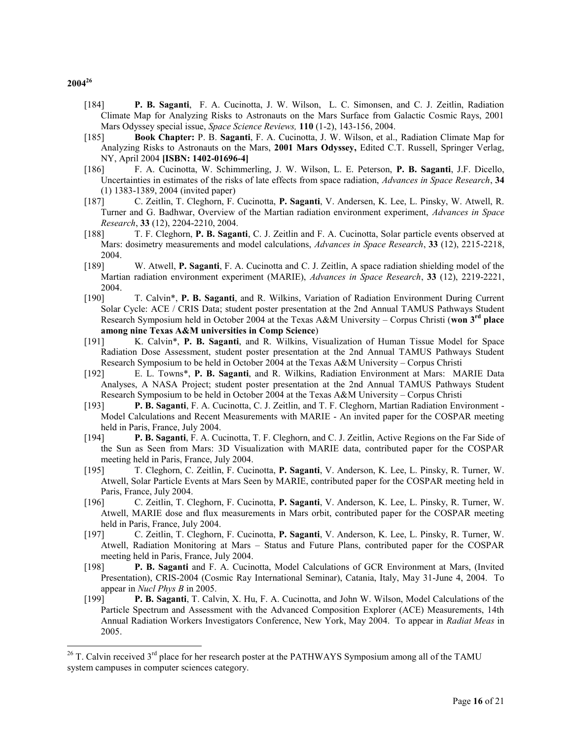**2004**[26]

[184] **P. B. Saganti**, F. A. Cucinotta, J. W. Wilson, L. C. Simonsen, and C. J. Zeitlin, Radiation Climate Map for Analyzing Risks to Astronauts on the Mars Surface from Galactic Cosmic Rays, 2001 Mars Odyssey special issue, *Space Science Reviews,* **110** (1-2), 143-156, 2004.

[185] **Book Chapter:** P. B. **Saganti**, F. A. Cucinotta, J. W. Wilson, et al., Radiation Climate Map for Analyzing Risks to Astronauts on the Mars, **2001 Mars Odyssey,** Edited C.T. Russell, Springer Verlag, NY, April 2004 **[ISBN: 1402-01696-4]**

[186] F. A. Cucinotta, W. Schimmerling, J. W. Wilson, L. E. Peterson, **P. B. Saganti**, J.F. Dicello, Uncertainties in estimates of the risks of late effects from space radiation, *Advances in Space Research*, **34** (1) 1383-1389, 2004 (invited paper)

[187] C. Zeitlin, T. Cleghorn, F. Cucinotta, **P. Saganti**, V. Andersen, K. Lee, L. Pinsky, W. Atwell, R. Turner and G. Badhwar, Overview of the Martian radiation environment experiment, *Advances in Space Research*, **33** (12), 2204-2210, 2004.

[188] T. F. Cleghorn, **P. B. Saganti**, C. J. Zeitlin and F. A. Cucinotta, Solar particle events observed at Mars: dosimetry measurements and model calculations, *Advances in Space Research*, **33** (12), 2215-2218, 2004.

[189] W. Atwell, **P. Saganti**, F. A. Cucinotta and C. J. Zeitlin, A space radiation shielding model of the Martian radiation environment experiment (MARIE), *Advances in Space Research*, **33** (12), 2219-2221, 2004.

[190] T. Calvin*, **P. B. Saganti**, and R. Wilkins, Variation of Radiation Environment During Current Solar Cycle: ACE / CRIS Data; student poster presentation at the 2nd Annual TAMUS Pathways Student Research Symposium held in October 2004 at the Texas A&M University – Corpus Christi (**won 3rd place among nine Texas A&M universities in Comp Science**)

[191] K. Calvin*, **P. B. Saganti**, and R. Wilkins, Visualization of Human Tissue Model for Space Radiation Dose Assessment, student poster presentation at the 2nd Annual TAMUS Pathways Student Research Symposium to be held in October 2004 at the Texas A&M University – Corpus Christi

[192] E. L. Towns*, **P. B. Saganti**, and R. Wilkins, Radiation Environment at Mars: MARIE Data Analyses, A NASA Project; student poster presentation at the 2nd Annual TAMUS Pathways Student Research Symposium to be held in October 2004 at the Texas A&M University – Corpus Christi

[193] **P. B. Saganti**, F. A. Cucinotta, C. J. Zeitlin, and T. F. Cleghorn, Martian Radiation Environment - Model Calculations and Recent Measurements with MARIE - An invited paper for the COSPAR meeting held in Paris, France, July 2004.

[194] **P. B. Saganti**, F. A. Cucinotta, T. F. Cleghorn, and C. J. Zeitlin, Active Regions on the Far Side of the Sun as Seen from Mars: 3D Visualization with MARIE data, contributed paper for the COSPAR meeting held in Paris, France, July 2004.

[195] T. Cleghorn, C. Zeitlin, F. Cucinotta, **P. Saganti**, V. Anderson, K. Lee, L. Pinsky, R. Turner, W. Atwell, Solar Particle Events at Mars Seen by MARIE, contributed paper for the COSPAR meeting held in Paris, France, July 2004.

[196] C. Zeitlin, T. Cleghorn, F. Cucinotta, **P. Saganti**, V. Anderson, K. Lee, L. Pinsky, R. Turner, W. Atwell, MARIE dose and flux measurements in Mars orbit, contributed paper for the COSPAR meeting held in Paris, France, July 2004.

[197] C. Zeitlin, T. Cleghorn, F. Cucinotta, **P. Saganti**, V. Anderson, K. Lee, L. Pinsky, R. Turner, W. Atwell, Radiation Monitoring at Mars – Status and Future Plans, contributed paper for the COSPAR meeting held in Paris, France, July 2004.

[198] **P. B. Saganti** and F. A. Cucinotta, Model Calculations of GCR Environment at Mars, (Invited Presentation), CRIS-2004 (Cosmic Ray International Seminar), Catania, Italy, May 31-June 4, 2004. To appear in *Nucl Phys B* in 2005.

[199] **P. B. Saganti**, T. Calvin, X. Hu, F. A. Cucinotta, and John W. Wilson, Model Calculations of the Particle Spectrum and Assessment with the Advanced Composition Explorer (ACE) Measurements, 14th Annual Radiation Workers Investigators Conference, New York, May 2004. To appear in *Radiat Meas* in 2005.

---

[26] T. Calvin received 3rd place for her research poster at the PATHWAYS Symposium among all of the TAMU system campuses in computer sciences category.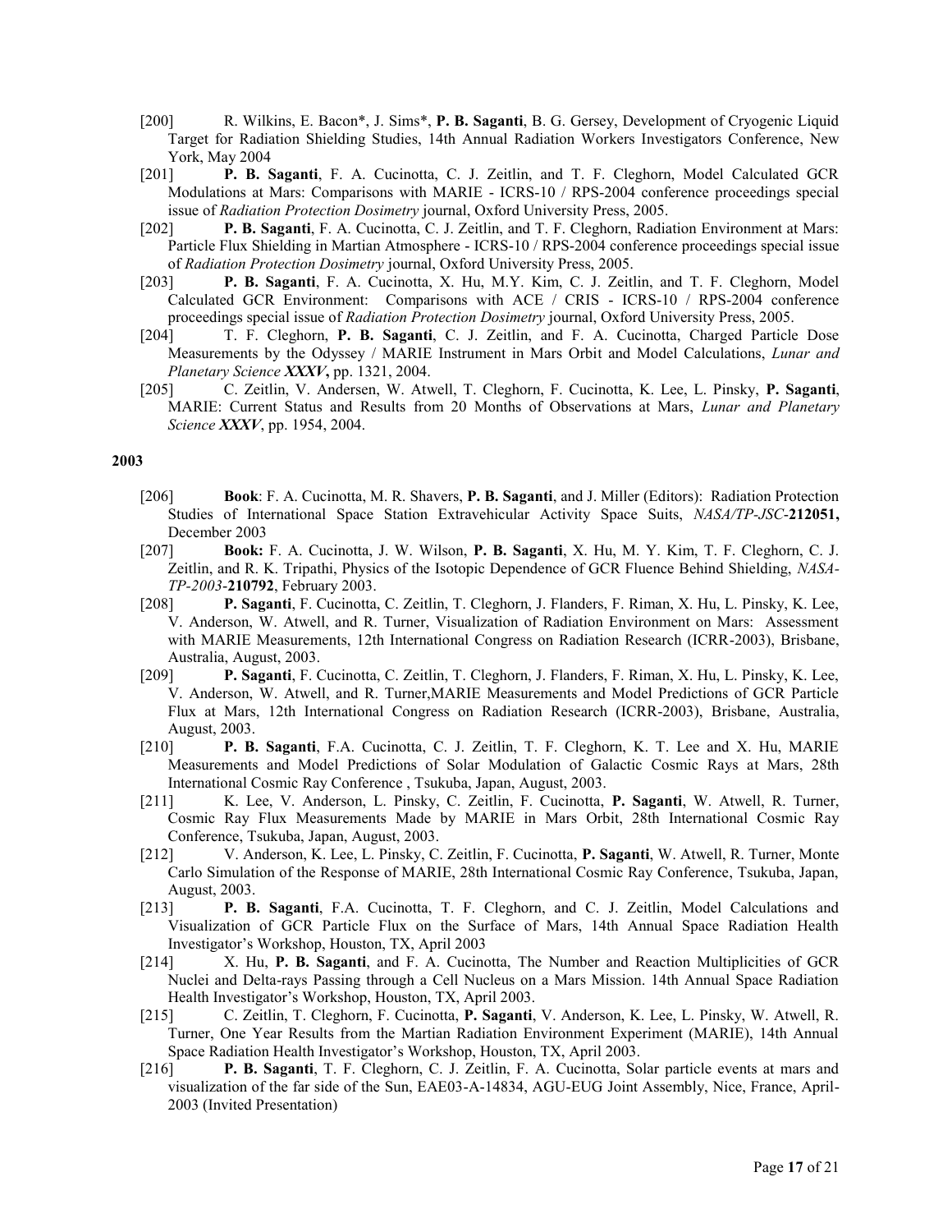[200] R. Wilkins, E. Bacon*, J. Sims*, **P. B. Saganti**, B. G. Gersey, Development of Cryogenic Liquid Target for Radiation Shielding Studies, 14th Annual Radiation Workers Investigators Conference, New York, May 2004

[201] **P. B. Saganti**, F. A. Cucinotta, C. J. Zeitlin, and T. F. Cleghorn, Model Calculated GCR Modulations at Mars: Comparisons with MARIE - ICRS-10 / RPS-2004 conference proceedings special issue of *Radiation Protection Dosimetry* journal, Oxford University Press, 2005.

[202] **P. B. Saganti**, F. A. Cucinotta, C. J. Zeitlin, and T. F. Cleghorn, Radiation Environment at Mars: Particle Flux Shielding in Martian Atmosphere - ICRS-10 / RPS-2004 conference proceedings special issue of *Radiation Protection Dosimetry* journal, Oxford University Press, 2005.

[203] **P. B. Saganti**, F. A. Cucinotta, X. Hu, M.Y. Kim, C. J. Zeitlin, and T. F. Cleghorn, Model Calculated GCR Environment: Comparisons with ACE / CRIS - ICRS-10 / RPS-2004 conference proceedings special issue of *Radiation Protection Dosimetry* journal, Oxford University Press, 2005.

[204] T. F. Cleghorn, **P. B. Saganti**, C. J. Zeitlin, and F. A. Cucinotta, Charged Particle Dose Measurements by the Odyssey / MARIE Instrument in Mars Orbit and Model Calculations, *Lunar and Planetary Science **XXXV***, pp. 1321, 2004.

[205] C. Zeitlin, V. Andersen, W. Atwell, T. Cleghorn, F. Cucinotta, K. Lee, L. Pinsky, **P. Saganti**, MARIE: Current Status and Results from 20 Months of Observations at Mars, *Lunar and Planetary Science **XXXV***, pp. 1954, 2004.

**2003**

[206] **Book**: F. A. Cucinotta, M. R. Shavers, **P. B. Saganti**, and J. Miller (Editors): Radiation Protection Studies of International Space Station Extravehicular Activity Space Suits, *NASA/TP-JSC*-**212051,** December 2003

[207] **Book:** F. A. Cucinotta, J. W. Wilson, **P. B. Saganti**, X. Hu, M. Y. Kim, T. F. Cleghorn, C. J. Zeitlin, and R. K. Tripathi, Physics of the Isotopic Dependence of GCR Fluence Behind Shielding, *NASA-TP-2003*-**210792**, February 2003.

[208] **P. Saganti**, F. Cucinotta, C. Zeitlin, T. Cleghorn, J. Flanders, F. Riman, X. Hu, L. Pinsky, K. Lee, V. Anderson, W. Atwell, and R. Turner, Visualization of Radiation Environment on Mars: Assessment with MARIE Measurements, 12th International Congress on Radiation Research (ICRR-2003), Brisbane, Australia, August, 2003.

[209] **P. Saganti**, F. Cucinotta, C. Zeitlin, T. Cleghorn, J. Flanders, F. Riman, X. Hu, L. Pinsky, K. Lee, V. Anderson, W. Atwell, and R. Turner,MARIE Measurements and Model Predictions of GCR Particle Flux at Mars, 12th International Congress on Radiation Research (ICRR-2003), Brisbane, Australia, August, 2003.

[210] **P. B. Saganti**, F.A. Cucinotta, C. J. Zeitlin, T. F. Cleghorn, K. T. Lee and X. Hu, MARIE Measurements and Model Predictions of Solar Modulation of Galactic Cosmic Rays at Mars, 28th International Cosmic Ray Conference , Tsukuba, Japan, August, 2003.

[211] K. Lee, V. Anderson, L. Pinsky, C. Zeitlin, F. Cucinotta, **P. Saganti**, W. Atwell, R. Turner, Cosmic Ray Flux Measurements Made by MARIE in Mars Orbit, 28th International Cosmic Ray Conference, Tsukuba, Japan, August, 2003.

[212] V. Anderson, K. Lee, L. Pinsky, C. Zeitlin, F. Cucinotta, **P. Saganti**, W. Atwell, R. Turner, Monte Carlo Simulation of the Response of MARIE, 28th International Cosmic Ray Conference, Tsukuba, Japan, August, 2003.

[213] **P. B. Saganti**, F.A. Cucinotta, T. F. Cleghorn, and C. J. Zeitlin, Model Calculations and Visualization of GCR Particle Flux on the Surface of Mars, 14th Annual Space Radiation Health Investigator's Workshop, Houston, TX, April 2003

[214] X. Hu, **P. B. Saganti**, and F. A. Cucinotta, The Number and Reaction Multiplicities of GCR Nuclei and Delta-rays Passing through a Cell Nucleus on a Mars Mission. 14th Annual Space Radiation Health Investigator's Workshop, Houston, TX, April 2003.

[215] C. Zeitlin, T. Cleghorn, F. Cucinotta, **P. Saganti**, V. Anderson, K. Lee, L. Pinsky, W. Atwell, R. Turner, One Year Results from the Martian Radiation Environment Experiment (MARIE), 14th Annual Space Radiation Health Investigator's Workshop, Houston, TX, April 2003.

[216] **P. B. Saganti**, T. F. Cleghorn, C. J. Zeitlin, F. A. Cucinotta, Solar particle events at mars and visualization of the far side of the Sun, EAE03-A-14834, AGU-EUG Joint Assembly, Nice, France, April-2003 (Invited Presentation)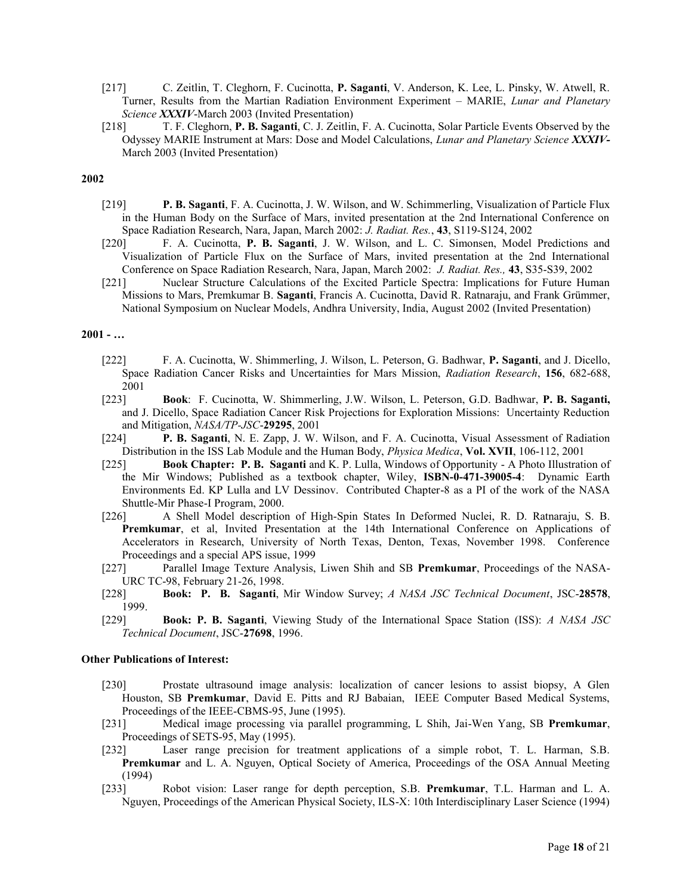[217] C. Zeitlin, T. Cleghorn, F. Cucinotta, **P. Saganti**, V. Anderson, K. Lee, L. Pinsky, W. Atwell, R. Turner, Results from the Martian Radiation Environment Experiment – MARIE, *Lunar and Planetary Science **XXXIV***-March 2003 (Invited Presentation)

[218] T. F. Cleghorn, **P. B. Saganti**, C. J. Zeitlin, F. A. Cucinotta, Solar Particle Events Observed by the Odyssey MARIE Instrument at Mars: Dose and Model Calculations, *Lunar and Planetary Science **XXXIV***- March 2003 (Invited Presentation)

**2002**

[219] **P. B. Saganti**, F. A. Cucinotta, J. W. Wilson, and W. Schimmerling, Visualization of Particle Flux in the Human Body on the Surface of Mars, invited presentation at the 2nd International Conference on Space Radiation Research, Nara, Japan, March 2002: *J. Radiat. Res.*, **43**, S119-S124, 2002

[220] F. A. Cucinotta, **P. B. Saganti**, J. W. Wilson, and L. C. Simonsen, Model Predictions and Visualization of Particle Flux on the Surface of Mars, invited presentation at the 2nd International Conference on Space Radiation Research, Nara, Japan, March 2002: *J. Radiat. Res.,* **43**, S35-S39, 2002

[221] Nuclear Structure Calculations of the Excited Particle Spectra: Implications for Future Human Missions to Mars, Premkumar B. **Saganti**, Francis A. Cucinotta, David R. Ratnaraju, and Frank Grümmer, National Symposium on Nuclear Models, Andhra University, India, August 2002 (Invited Presentation)

**2001 - …**

[222] F. A. Cucinotta, W. Shimmerling, J. Wilson, L. Peterson, G. Badhwar, **P. Saganti**, and J. Dicello, Space Radiation Cancer Risks and Uncertainties for Mars Mission, *Radiation Research*, **156**, 682-688, 2001

[223] **Book**: F. Cucinotta, W. Shimmerling, J.W. Wilson, L. Peterson, G.D. Badhwar, **P. B. Saganti,** and J. Dicello, Space Radiation Cancer Risk Projections for Exploration Missions: Uncertainty Reduction and Mitigation, *NASA/TP-JSC*-**29295**, 2001

[224] **P. B. Saganti**, N. E. Zapp, J. W. Wilson, and F. A. Cucinotta, Visual Assessment of Radiation Distribution in the ISS Lab Module and the Human Body, *Physica Medica*, **Vol. XVII**, 106-112, 2001

[225] **Book Chapter: P. B. Saganti** and K. P. Lulla, Windows of Opportunity - A Photo Illustration of the Mir Windows; Published as a textbook chapter, Wiley, **ISBN-0-471-39005-4**: Dynamic Earth Environments Ed. KP Lulla and LV Dessinov. Contributed Chapter-8 as a PI of the work of the NASA Shuttle-Mir Phase-I Program, 2000.

[226] A Shell Model description of High-Spin States In Deformed Nuclei, R. D. Ratnaraju, S. B. **Premkumar**, et al, Invited Presentation at the 14th International Conference on Applications of Accelerators in Research, University of North Texas, Denton, Texas, November 1998. Conference Proceedings and a special APS issue, 1999

[227] Parallel Image Texture Analysis, Liwen Shih and SB **Premkumar**, Proceedings of the NASA-URC TC-98, February 21-26, 1998.

[228] **Book: P. B. Saganti**, Mir Window Survey; *A NASA JSC Technical Document*, JSC-**28578**, 1999.

[229] **Book: P. B. Saganti**, Viewing Study of the International Space Station (ISS): *A NASA JSC Technical Document*, JSC-**27698**, 1996.

**Other Publications of Interest:**

[230] Prostate ultrasound image analysis: localization of cancer lesions to assist biopsy, A Glen Houston, SB **Premkumar**, David E. Pitts and RJ Babaian, IEEE Computer Based Medical Systems, Proceedings of the IEEE-CBMS-95, June (1995).

[231] Medical image processing via parallel programming, L Shih, Jai-Wen Yang, SB **Premkumar**, Proceedings of SETS-95, May (1995).

[232] Laser range precision for treatment applications of a simple robot, T. L. Harman, S.B. **Premkumar** and L. A. Nguyen, Optical Society of America, Proceedings of the OSA Annual Meeting (1994)

[233] Robot vision: Laser range for depth perception, S.B. **Premkumar**, T.L. Harman and L. A. Nguyen, Proceedings of the American Physical Society, ILS-X: 10th Interdisciplinary Laser Science (1994)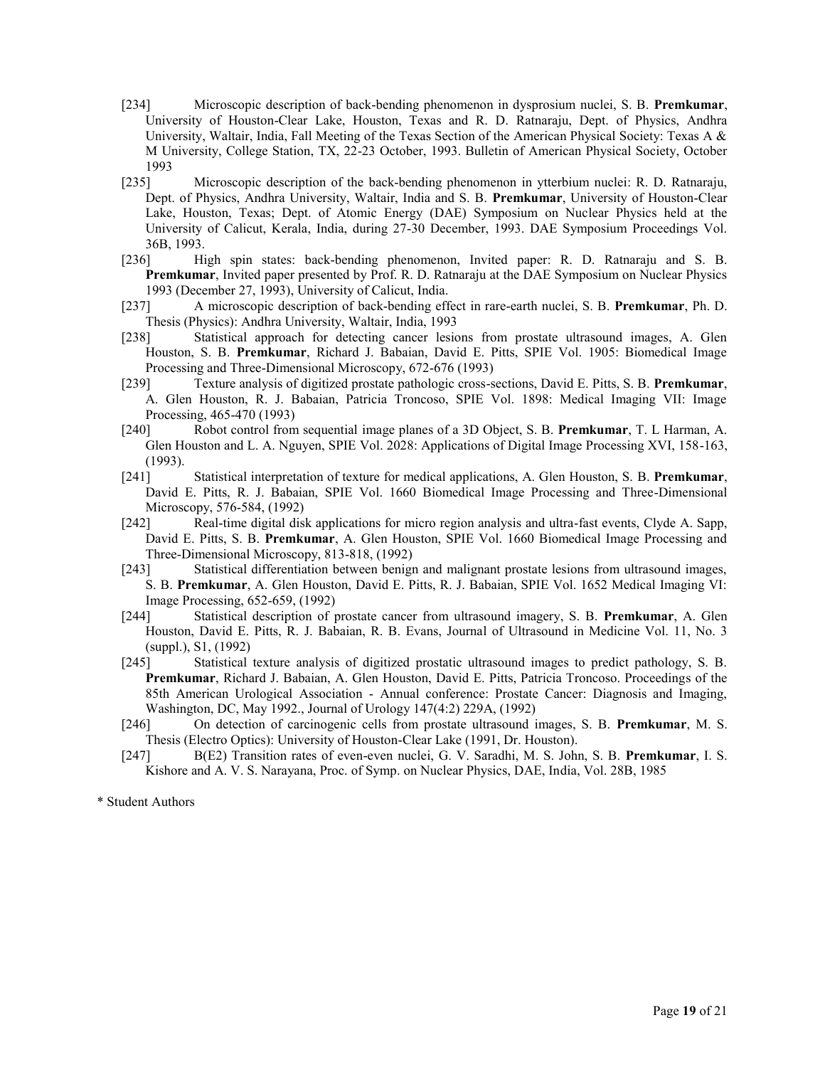[234] Microscopic description of back-bending phenomenon in dysprosium nuclei, S. B. **Premkumar**, University of Houston-Clear Lake, Houston, Texas and R. D. Ratnaraju, Dept. of Physics, Andhra University, Waltair, India, Fall Meeting of the Texas Section of the American Physical Society: Texas A & M University, College Station, TX, 22-23 October, 1993. Bulletin of American Physical Society, October 1993

[235] Microscopic description of the back-bending phenomenon in ytterbium nuclei: R. D. Ratnaraju, Dept. of Physics, Andhra University, Waltair, India and S. B. **Premkumar**, University of Houston-Clear Lake, Houston, Texas; Dept. of Atomic Energy (DAE) Symposium on Nuclear Physics held at the University of Calicut, Kerala, India, during 27-30 December, 1993. DAE Symposium Proceedings Vol. 36B, 1993.

[236] High spin states: back-bending phenomenon, Invited paper: R. D. Ratnaraju and S. B. **Premkumar**, Invited paper presented by Prof. R. D. Ratnaraju at the DAE Symposium on Nuclear Physics 1993 (December 27, 1993), University of Calicut, India.

[237] A microscopic description of back-bending effect in rare-earth nuclei, S. B. **Premkumar**, Ph. D. Thesis (Physics): Andhra University, Waltair, India, 1993

[238] Statistical approach for detecting cancer lesions from prostate ultrasound images, A. Glen Houston, S. B. **Premkumar**, Richard J. Babaian, David E. Pitts, SPIE Vol. 1905: Biomedical Image Processing and Three-Dimensional Microscopy, 672-676 (1993)

[239] Texture analysis of digitized prostate pathologic cross-sections, David E. Pitts, S. B. **Premkumar**, A. Glen Houston, R. J. Babaian, Patricia Troncoso, SPIE Vol. 1898: Medical Imaging VII: Image Processing, 465-470 (1993)

[240] Robot control from sequential image planes of a 3D Object, S. B. **Premkumar**, T. L Harman, A. Glen Houston and L. A. Nguyen, SPIE Vol. 2028: Applications of Digital Image Processing XVI, 158-163, (1993).

[241] Statistical interpretation of texture for medical applications, A. Glen Houston, S. B. **Premkumar**, David E. Pitts, R. J. Babaian, SPIE Vol. 1660 Biomedical Image Processing and Three-Dimensional Microscopy, 576-584, (1992)

[242] Real-time digital disk applications for micro region analysis and ultra-fast events, Clyde A. Sapp, David E. Pitts, S. B. **Premkumar**, A. Glen Houston, SPIE Vol. 1660 Biomedical Image Processing and Three-Dimensional Microscopy, 813-818, (1992)

[243] Statistical differentiation between benign and malignant prostate lesions from ultrasound images, S. B. **Premkumar**, A. Glen Houston, David E. Pitts, R. J. Babaian, SPIE Vol. 1652 Medical Imaging VI: Image Processing, 652-659, (1992)

[244] Statistical description of prostate cancer from ultrasound imagery, S. B. **Premkumar**, A. Glen Houston, David E. Pitts, R. J. Babaian, R. B. Evans, Journal of Ultrasound in Medicine Vol. 11, No. 3 (suppl.), S1, (1992)

[245] Statistical texture analysis of digitized prostatic ultrasound images to predict pathology, S. B. **Premkumar**, Richard J. Babaian, A. Glen Houston, David E. Pitts, Patricia Troncoso. Proceedings of the 85th American Urological Association - Annual conference: Prostate Cancer: Diagnosis and Imaging, Washington, DC, May 1992., Journal of Urology 147(4:2) 229A, (1992)

[246] On detection of carcinogenic cells from prostate ultrasound images, S. B. **Premkumar**, M. S. Thesis (Electro Optics): University of Houston-Clear Lake (1991, Dr. Houston).

[247] B(E2) Transition rates of even-even nuclei, G. V. Saradhi, M. S. John, S. B. **Premkumar**, I. S. Kishore and A. V. S. Narayana, Proc. of Symp. on Nuclear Physics, DAE, India, Vol. 28B, 1985

\* Student Authors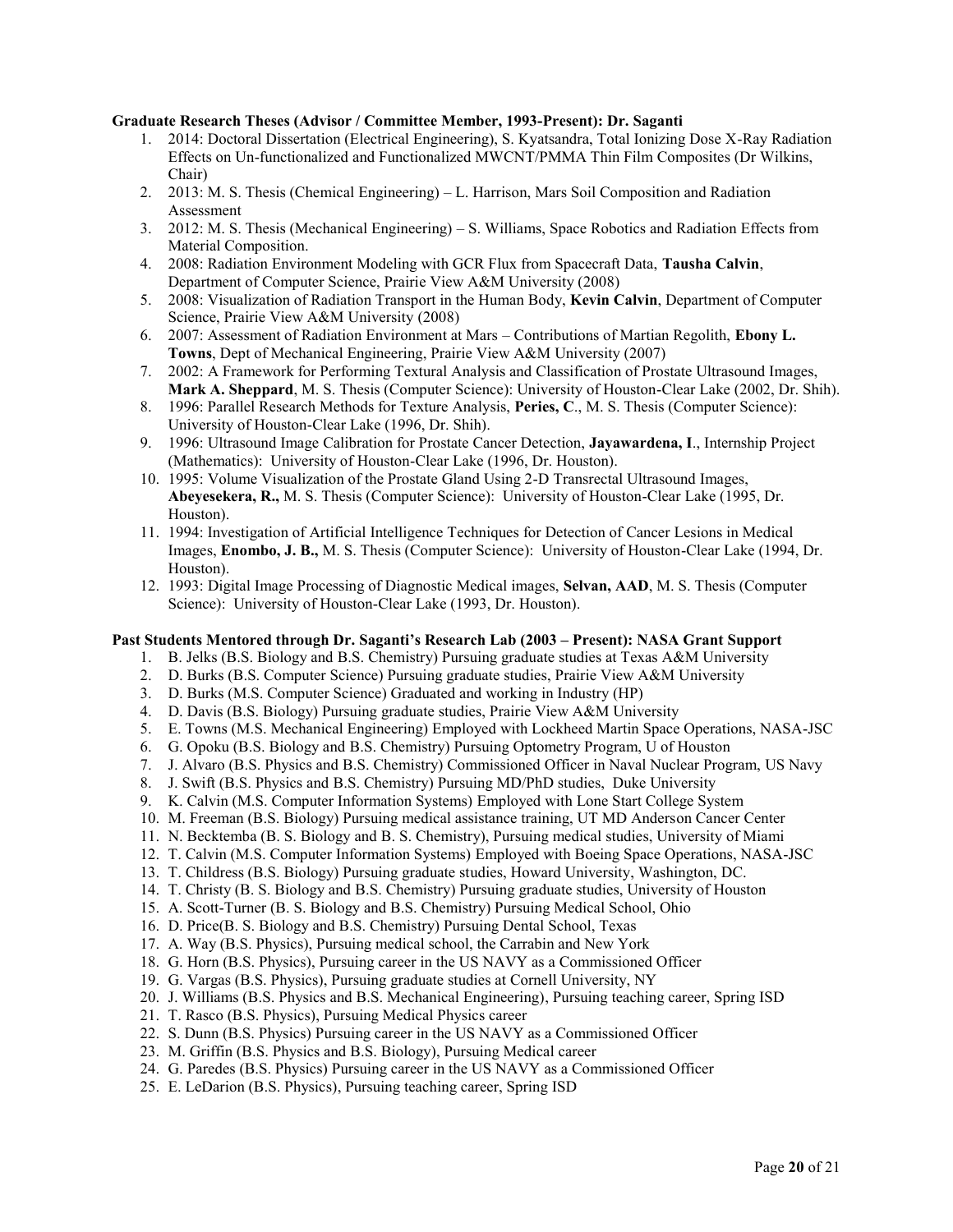**Graduate Research Theses (Advisor / Committee Member, 1993-Present): Dr. Saganti**

1. 2014: Doctoral Dissertation (Electrical Engineering), S. Kyatsandra, Total Ionizing Dose X-Ray Radiation Effects on Un-functionalized and Functionalized MWCNT/PMMA Thin Film Composites (Dr Wilkins, Chair)
2. 2013: M. S. Thesis (Chemical Engineering) – L. Harrison, Mars Soil Composition and Radiation Assessment
3. 2012: M. S. Thesis (Mechanical Engineering) – S. Williams, Space Robotics and Radiation Effects from Material Composition.
4. 2008: Radiation Environment Modeling with GCR Flux from Spacecraft Data, **Tausha Calvin**, Department of Computer Science, Prairie View A&M University (2008)
5. 2008: Visualization of Radiation Transport in the Human Body, **Kevin Calvin**, Department of Computer Science, Prairie View A&M University (2008)
6. 2007: Assessment of Radiation Environment at Mars – Contributions of Martian Regolith, **Ebony L. Towns**, Dept of Mechanical Engineering, Prairie View A&M University (2007)
7. 2002: A Framework for Performing Textural Analysis and Classification of Prostate Ultrasound Images, **Mark A. Sheppard**, M. S. Thesis (Computer Science): University of Houston-Clear Lake (2002, Dr. Shih).
8. 1996: Parallel Research Methods for Texture Analysis, **Peries, C**., M. S. Thesis (Computer Science): University of Houston-Clear Lake (1996, Dr. Shih).
9. 1996: Ultrasound Image Calibration for Prostate Cancer Detection, **Jayawardena, I**., Internship Project (Mathematics): University of Houston-Clear Lake (1996, Dr. Houston).
10. 1995: Volume Visualization of the Prostate Gland Using 2-D Transrectal Ultrasound Images, **Abeyesekera, R.,** M. S. Thesis (Computer Science): University of Houston-Clear Lake (1995, Dr. Houston).
11. 1994: Investigation of Artificial Intelligence Techniques for Detection of Cancer Lesions in Medical Images, **Enombo, J. B.,** M. S. Thesis (Computer Science): University of Houston-Clear Lake (1994, Dr. Houston).
12. 1993: Digital Image Processing of Diagnostic Medical images, **Selvan, AAD**, M. S. Thesis (Computer Science): University of Houston-Clear Lake (1993, Dr. Houston).

**Past Students Mentored through Dr. Saganti's Research Lab (2003 – Present): NASA Grant Support**

1. B. Jelks (B.S. Biology and B.S. Chemistry) Pursuing graduate studies at Texas A&M University
2. D. Burks (B.S. Computer Science) Pursuing graduate studies, Prairie View A&M University
3. D. Burks (M.S. Computer Science) Graduated and working in Industry (HP)
4. D. Davis (B.S. Biology) Pursuing graduate studies, Prairie View A&M University
5. E. Towns (M.S. Mechanical Engineering) Employed with Lockheed Martin Space Operations, NASA-JSC
6. G. Opoku (B.S. Biology and B.S. Chemistry) Pursuing Optometry Program, U of Houston
7. J. Alvaro (B.S. Physics and B.S. Chemistry) Commissioned Officer in Naval Nuclear Program, US Navy
8. J. Swift (B.S. Physics and B.S. Chemistry) Pursuing MD/PhD studies, Duke University
9. K. Calvin (M.S. Computer Information Systems) Employed with Lone Start College System
10. M. Freeman (B.S. Biology) Pursuing medical assistance training, UT MD Anderson Cancer Center
11. N. Becktemba (B. S. Biology and B. S. Chemistry), Pursuing medical studies, University of Miami
12. T. Calvin (M.S. Computer Information Systems) Employed with Boeing Space Operations, NASA-JSC
13. T. Childress (B.S. Biology) Pursuing graduate studies, Howard University, Washington, DC.
14. T. Christy (B. S. Biology and B.S. Chemistry) Pursuing graduate studies, University of Houston
15. A. Scott-Turner (B. S. Biology and B.S. Chemistry) Pursuing Medical School, Ohio
16. D. Price(B. S. Biology and B.S. Chemistry) Pursuing Dental School, Texas
17. A. Way (B.S. Physics), Pursuing medical school, the Carrabin and New York
18. G. Horn (B.S. Physics), Pursuing career in the US NAVY as a Commissioned Officer
19. G. Vargas (B.S. Physics), Pursuing graduate studies at Cornell University, NY
20. J. Williams (B.S. Physics and B.S. Mechanical Engineering), Pursuing teaching career, Spring ISD
21. T. Rasco (B.S. Physics), Pursuing Medical Physics career
22. S. Dunn (B.S. Physics) Pursuing career in the US NAVY as a Commissioned Officer
23. M. Griffin (B.S. Physics and B.S. Biology), Pursuing Medical career
24. G. Paredes (B.S. Physics) Pursuing career in the US NAVY as a Commissioned Officer
25. E. LeDarion (B.S. Physics), Pursuing teaching career, Spring ISD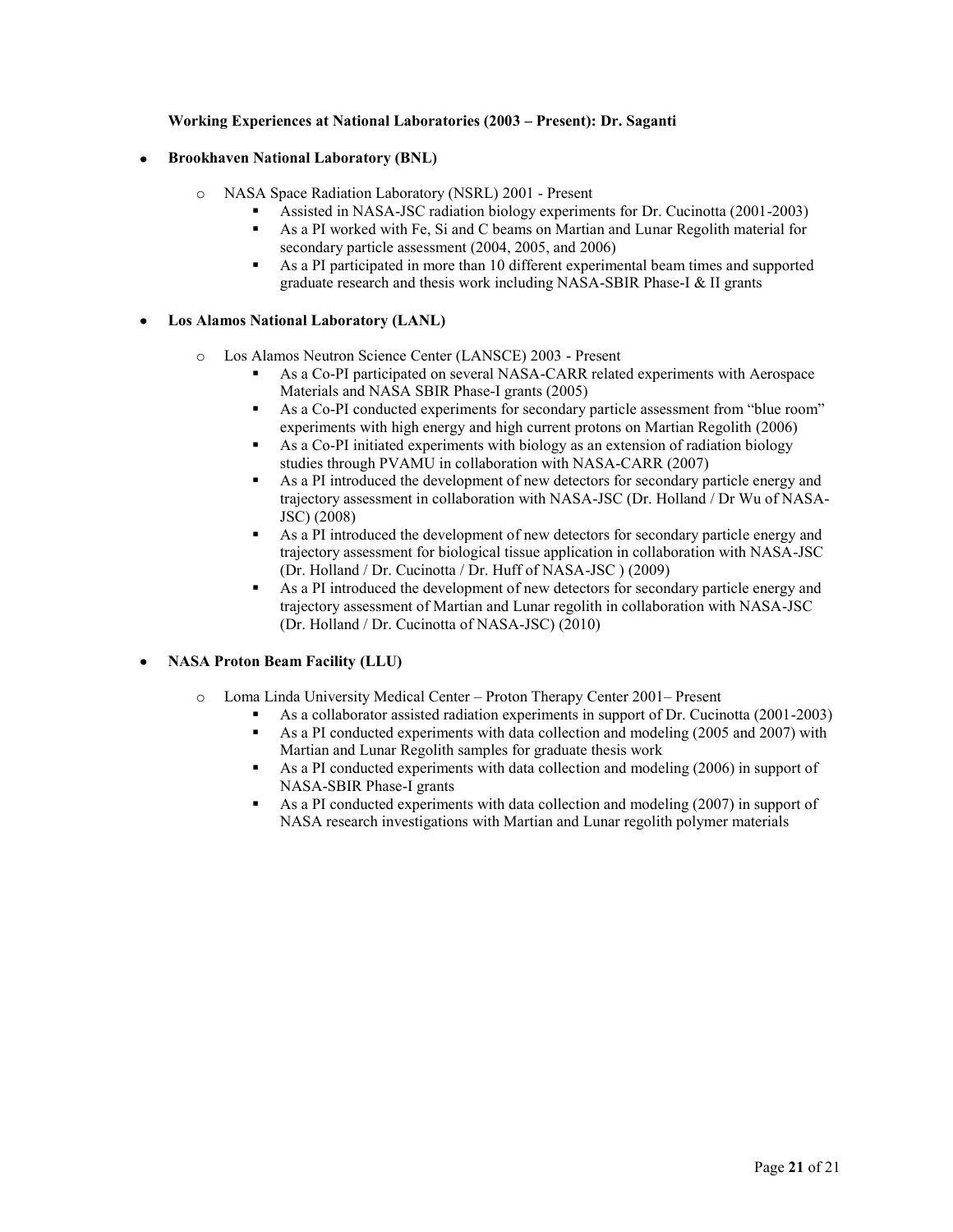**Working Experiences at National Laboratories (2003 – Present): Dr. Saganti**

- **Brookhaven National Laboratory (BNL)**
  - NASA Space Radiation Laboratory (NSRL) 2001 - Present
    - Assisted in NASA-JSC radiation biology experiments for Dr. Cucinotta (2001-2003)
    - As a PI worked with Fe, Si and C beams on Martian and Lunar Regolith material for secondary particle assessment (2004, 2005, and 2006)
    - As a PI participated in more than 10 different experimental beam times and supported graduate research and thesis work including NASA-SBIR Phase-I & II grants

- **Los Alamos National Laboratory (LANL)**
  - Los Alamos Neutron Science Center (LANSCE) 2003 - Present
    - As a Co-PI participated on several NASA-CARR related experiments with Aerospace Materials and NASA SBIR Phase-I grants (2005)
    - As a Co-PI conducted experiments for secondary particle assessment from "blue room" experiments with high energy and high current protons on Martian Regolith (2006)
    - As a Co-PI initiated experiments with biology as an extension of radiation biology studies through PVAMU in collaboration with NASA-CARR (2007)
    - As a PI introduced the development of new detectors for secondary particle energy and trajectory assessment in collaboration with NASA-JSC (Dr. Holland / Dr Wu of NASA-JSC) (2008)
    - As a PI introduced the development of new detectors for secondary particle energy and trajectory assessment for biological tissue application in collaboration with NASA-JSC (Dr. Holland / Dr. Cucinotta / Dr. Huff of NASA-JSC ) (2009)
    - As a PI introduced the development of new detectors for secondary particle energy and trajectory assessment of Martian and Lunar regolith in collaboration with NASA-JSC (Dr. Holland / Dr. Cucinotta of NASA-JSC) (2010)

- **NASA Proton Beam Facility (LLU)**
  - Loma Linda University Medical Center – Proton Therapy Center 2001– Present
    - As a collaborator assisted radiation experiments in support of Dr. Cucinotta (2001-2003)
    - As a PI conducted experiments with data collection and modeling (2005 and 2007) with Martian and Lunar Regolith samples for graduate thesis work
    - As a PI conducted experiments with data collection and modeling (2006) in support of NASA-SBIR Phase-I grants
    - As a PI conducted experiments with data collection and modeling (2007) in support of NASA research investigations with Martian and Lunar regolith polymer materials